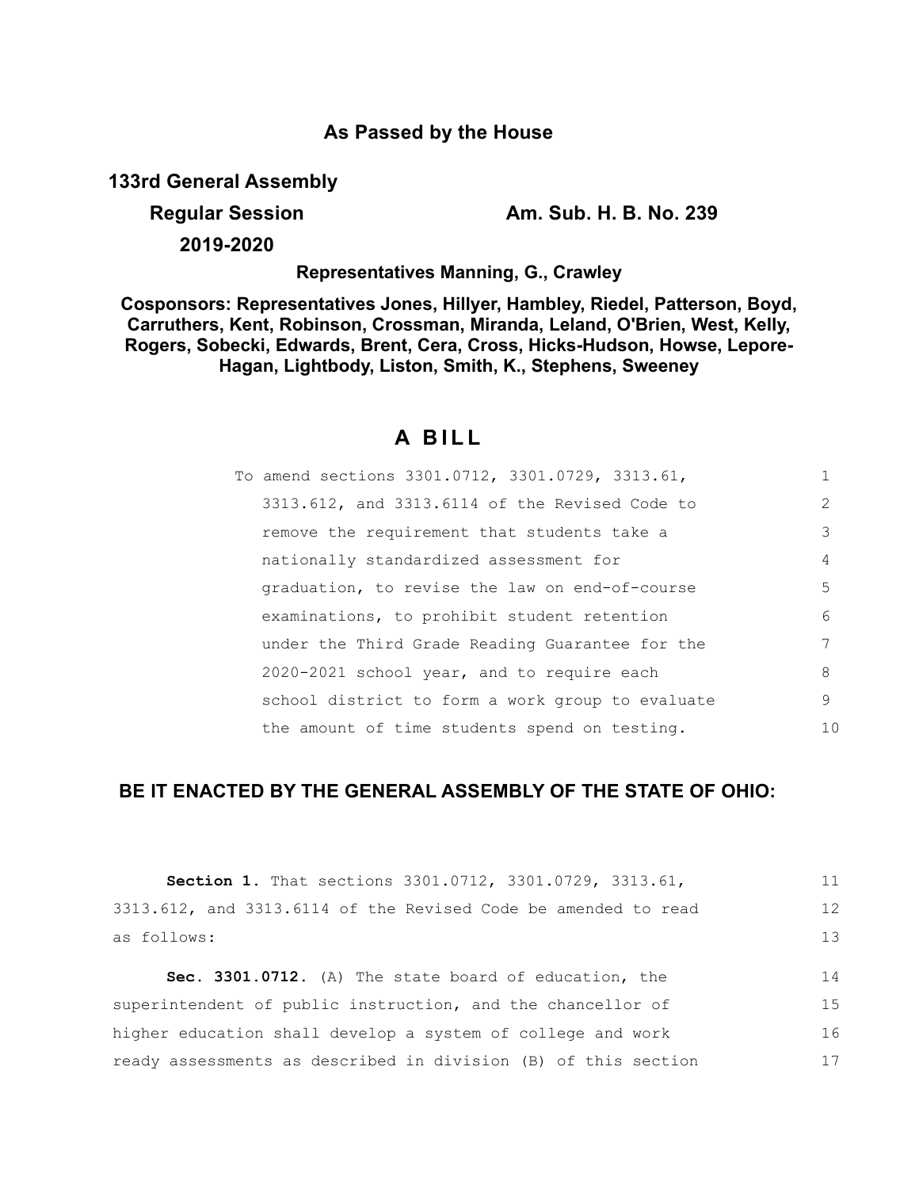# As Passed by the House

**133rd General Assembly**

**Regular Session** **Am. Sub. H. B. No. 239**

**2019-2020**

**Representatives Manning, G., Crawley**

**Cosponsors: Representatives Jones, Hillyer, Hambley, Riedel, Patterson, Boyd, Carruthers, Kent, Robinson, Crossman, Miranda, Leland, O'Brien, West, Kelly, Rogers, Sobecki, Edwards, Brent, Cera, Cross, Hicks-Hudson, Howse, Lepore-Hagan, Lightbody, Liston, Smith, K., Stephens, Sweeney**

## A BILL

To amend sections 3301.0712, 3301.0729, 3313.61, 3313.612, and 3313.6114 of the Revised Code to remove the requirement that students take a nationally standardized assessment for graduation, to revise the law on end-of-course examinations, to prohibit student retention under the Third Grade Reading Guarantee for the 2020-2021 school year, and to require each school district to form a work group to evaluate the amount of time students spend on testing.

### BE IT ENACTED BY THE GENERAL ASSEMBLY OF THE STATE OF OHIO:

**Section 1.** That sections 3301.0712, 3301.0729, 3313.61, 3313.612, and 3313.6114 of the Revised Code be amended to read as follows:

**Sec. 3301.0712.** (A) The state board of education, the superintendent of public instruction, and the chancellor of higher education shall develop a system of college and work ready assessments as described in division (B) of this section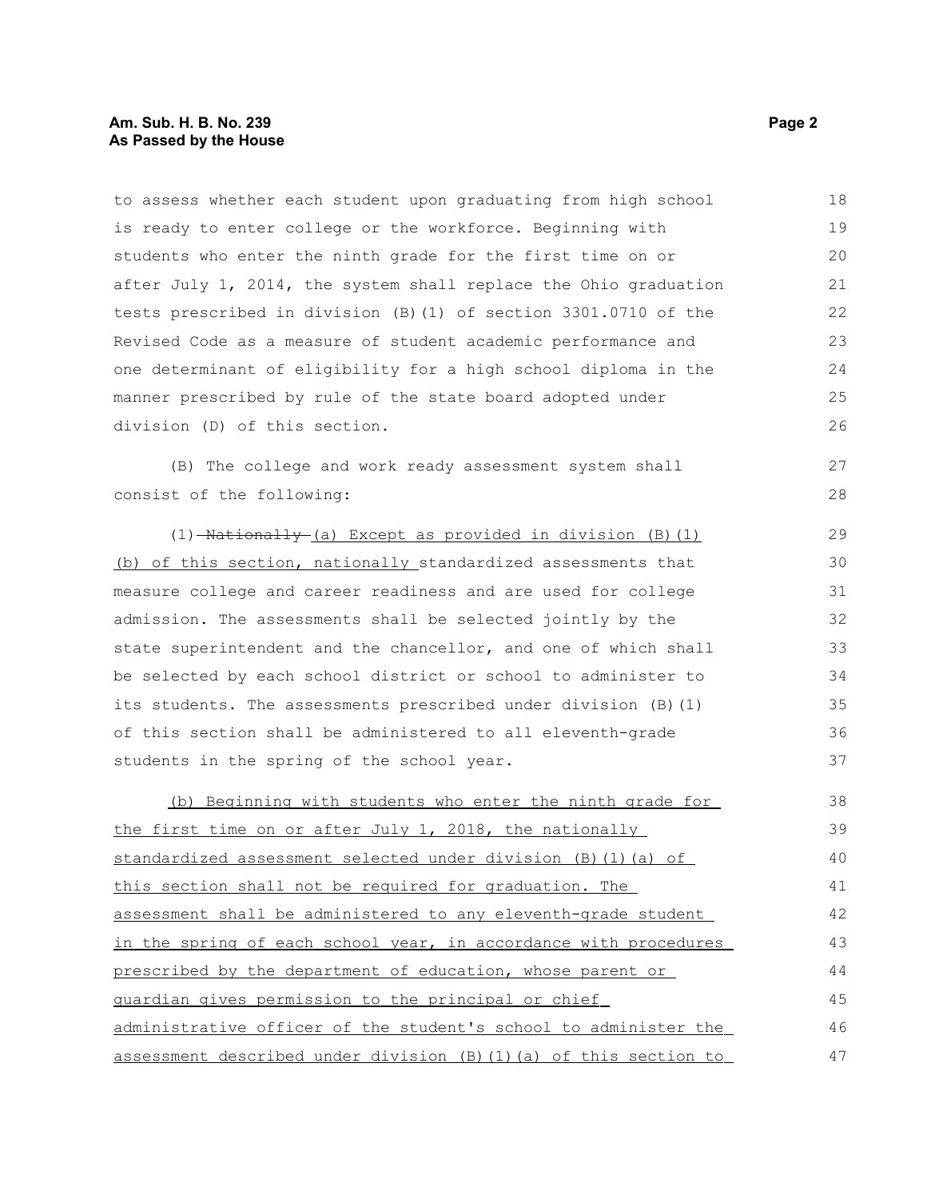to assess whether each student upon graduating from high school is ready to enter college or the workforce. Beginning with students who enter the ninth grade for the first time on or after July 1, 2014, the system shall replace the Ohio graduation tests prescribed in division (B)(1) of section 3301.0710 of the Revised Code as a measure of student academic performance and one determinant of eligibility for a high school diploma in the manner prescribed by rule of the state board adopted under division (D) of this section.

(B) The college and work ready assessment system shall consist of the following:

(1) ~~Nationally~~ (a) Except as provided in division (B)(1)(b) of this section, nationally standardized assessments that measure college and career readiness and are used for college admission. The assessments shall be selected jointly by the state superintendent and the chancellor, and one of which shall be selected by each school district or school to administer to its students. The assessments prescribed under division (B)(1) of this section shall be administered to all eleventh-grade students in the spring of the school year.

(b) Beginning with students who enter the ninth grade for the first time on or after July 1, 2018, the nationally standardized assessment selected under division (B)(1)(a) of this section shall not be required for graduation. The assessment shall be administered to any eleventh-grade student in the spring of each school year, in accordance with procedures prescribed by the department of education, whose parent or guardian gives permission to the principal or chief administrative officer of the student's school to administer the assessment described under division (B)(1)(a) of this section to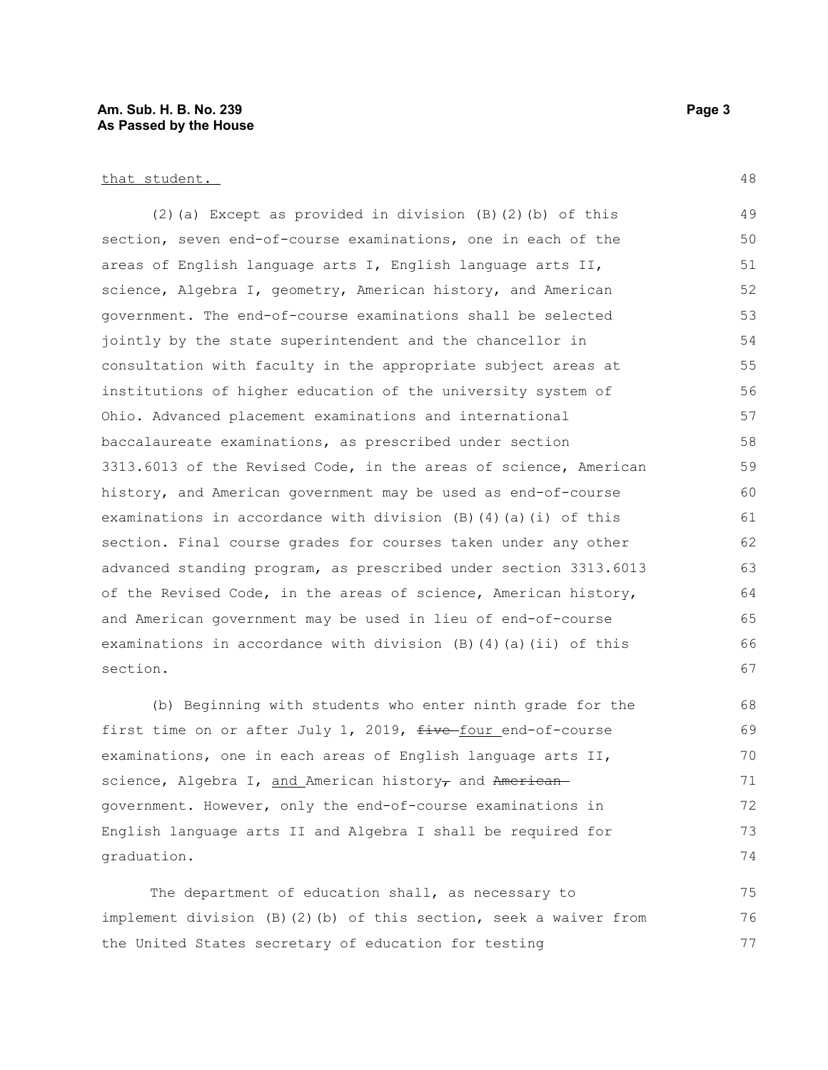that student.

(2)(a) Except as provided in division (B)(2)(b) of this section, seven end-of-course examinations, one in each of the areas of English language arts I, English language arts II, science, Algebra I, geometry, American history, and American government. The end-of-course examinations shall be selected jointly by the state superintendent and the chancellor in consultation with faculty in the appropriate subject areas at institutions of higher education of the university system of Ohio. Advanced placement examinations and international baccalaureate examinations, as prescribed under section 3313.6013 of the Revised Code, in the areas of science, American history, and American government may be used as end-of-course examinations in accordance with division (B)(4)(a)(i) of this section. Final course grades for courses taken under any other advanced standing program, as prescribed under section 3313.6013 of the Revised Code, in the areas of science, American history, and American government may be used in lieu of end-of-course examinations in accordance with division (B)(4)(a)(ii) of this section.

(b) Beginning with students who enter ninth grade for the first time on or after July 1, 2019, ~~five~~ four end-of-course examinations, one in each areas of English language arts II, science, Algebra I, and American history~~,~~ and ~~American~~ government. However, only the end-of-course examinations in English language arts II and Algebra I shall be required for graduation.

The department of education shall, as necessary to implement division (B)(2)(b) of this section, seek a waiver from the United States secretary of education for testing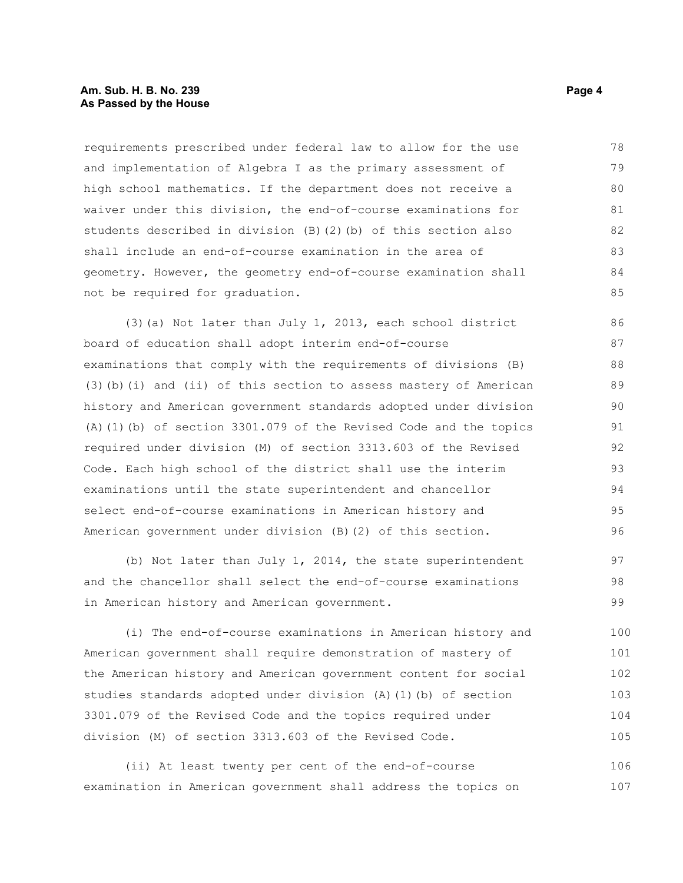requirements prescribed under federal law to allow for the use and implementation of Algebra I as the primary assessment of high school mathematics. If the department does not receive a waiver under this division, the end-of-course examinations for students described in division (B)(2)(b) of this section also shall include an end-of-course examination in the area of geometry. However, the geometry end-of-course examination shall not be required for graduation.

(3)(a) Not later than July 1, 2013, each school district board of education shall adopt interim end-of-course examinations that comply with the requirements of divisions (B)(3)(b)(i) and (ii) of this section to assess mastery of American history and American government standards adopted under division (A)(1)(b) of section 3301.079 of the Revised Code and the topics required under division (M) of section 3313.603 of the Revised Code. Each high school of the district shall use the interim examinations until the state superintendent and chancellor select end-of-course examinations in American history and American government under division (B)(2) of this section.

(b) Not later than July 1, 2014, the state superintendent and the chancellor shall select the end-of-course examinations in American history and American government.

(i) The end-of-course examinations in American history and American government shall require demonstration of mastery of the American history and American government content for social studies standards adopted under division (A)(1)(b) of section 3301.079 of the Revised Code and the topics required under division (M) of section 3313.603 of the Revised Code.

(ii) At least twenty per cent of the end-of-course examination in American government shall address the topics on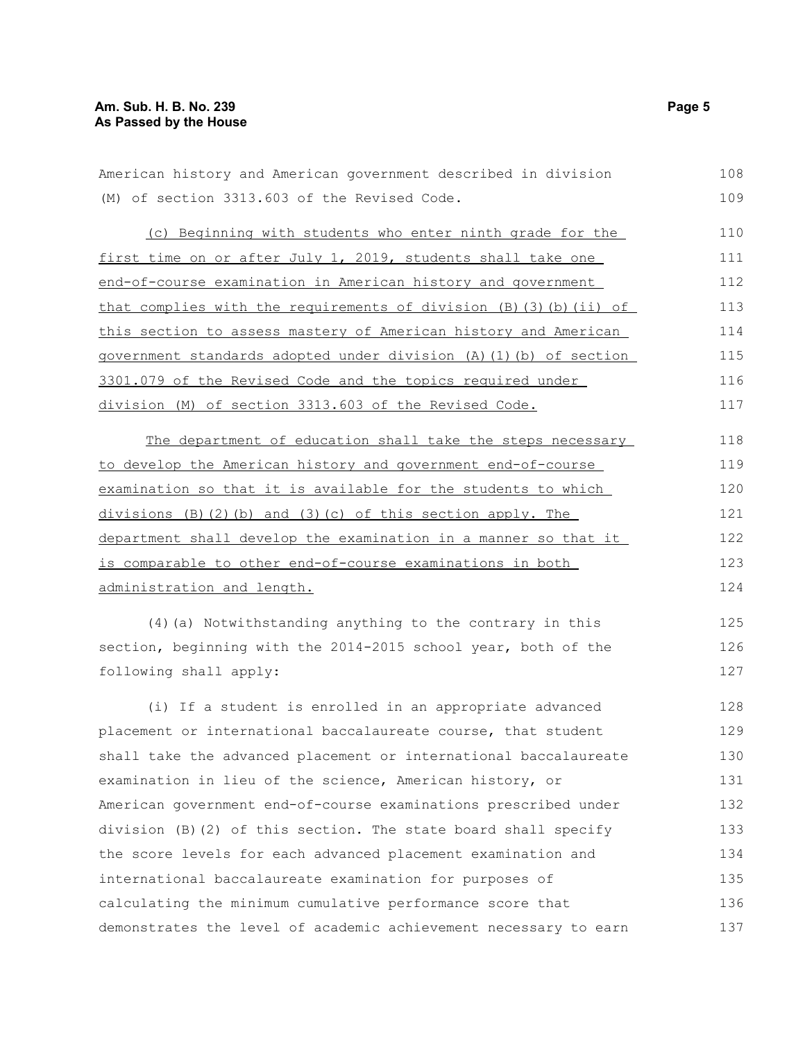American history and American government described in division (M) of section 3313.603 of the Revised Code.

<u>(c) Beginning with students who enter ninth grade for the first time on or after July 1, 2019, students shall take one end-of-course examination in American history and government that complies with the requirements of division (B)(3)(b)(ii) of this section to assess mastery of American history and American government standards adopted under division (A)(1)(b) of section 3301.079 of the Revised Code and the topics required under division (M) of section 3313.603 of the Revised Code.</u>

<u>The department of education shall take the steps necessary to develop the American history and government end-of-course examination so that it is available for the students to which divisions (B)(2)(b) and (3)(c) of this section apply. The department shall develop the examination in a manner so that it is comparable to other end-of-course examinations in both administration and length.</u>

(4)(a) Notwithstanding anything to the contrary in this section, beginning with the 2014-2015 school year, both of the following shall apply:

(i) If a student is enrolled in an appropriate advanced placement or international baccalaureate course, that student shall take the advanced placement or international baccalaureate examination in lieu of the science, American history, or American government end-of-course examinations prescribed under division (B)(2) of this section. The state board shall specify the score levels for each advanced placement examination and international baccalaureate examination for purposes of calculating the minimum cumulative performance score that demonstrates the level of academic achievement necessary to earn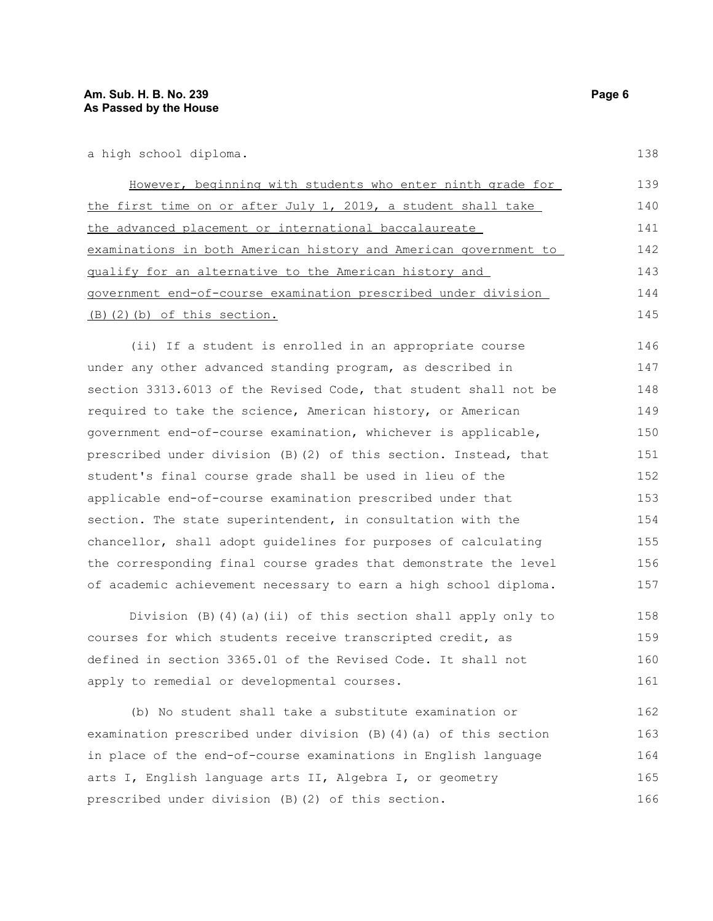a high school diploma.

<u>However, beginning with students who enter ninth grade for the first time on or after July 1, 2019, a student shall take the advanced placement or international baccalaureate examinations in both American history and American government to qualify for an alternative to the American history and government end-of-course examination prescribed under division (B)(2)(b) of this section.</u>

(ii) If a student is enrolled in an appropriate course under any other advanced standing program, as described in section 3313.6013 of the Revised Code, that student shall not be required to take the science, American history, or American government end-of-course examination, whichever is applicable, prescribed under division (B)(2) of this section. Instead, that student's final course grade shall be used in lieu of the applicable end-of-course examination prescribed under that section. The state superintendent, in consultation with the chancellor, shall adopt guidelines for purposes of calculating the corresponding final course grades that demonstrate the level of academic achievement necessary to earn a high school diploma.

Division (B)(4)(a)(ii) of this section shall apply only to courses for which students receive transcripted credit, as defined in section 3365.01 of the Revised Code. It shall not apply to remedial or developmental courses.

(b) No student shall take a substitute examination or examination prescribed under division (B)(4)(a) of this section in place of the end-of-course examinations in English language arts I, English language arts II, Algebra I, or geometry prescribed under division (B)(2) of this section.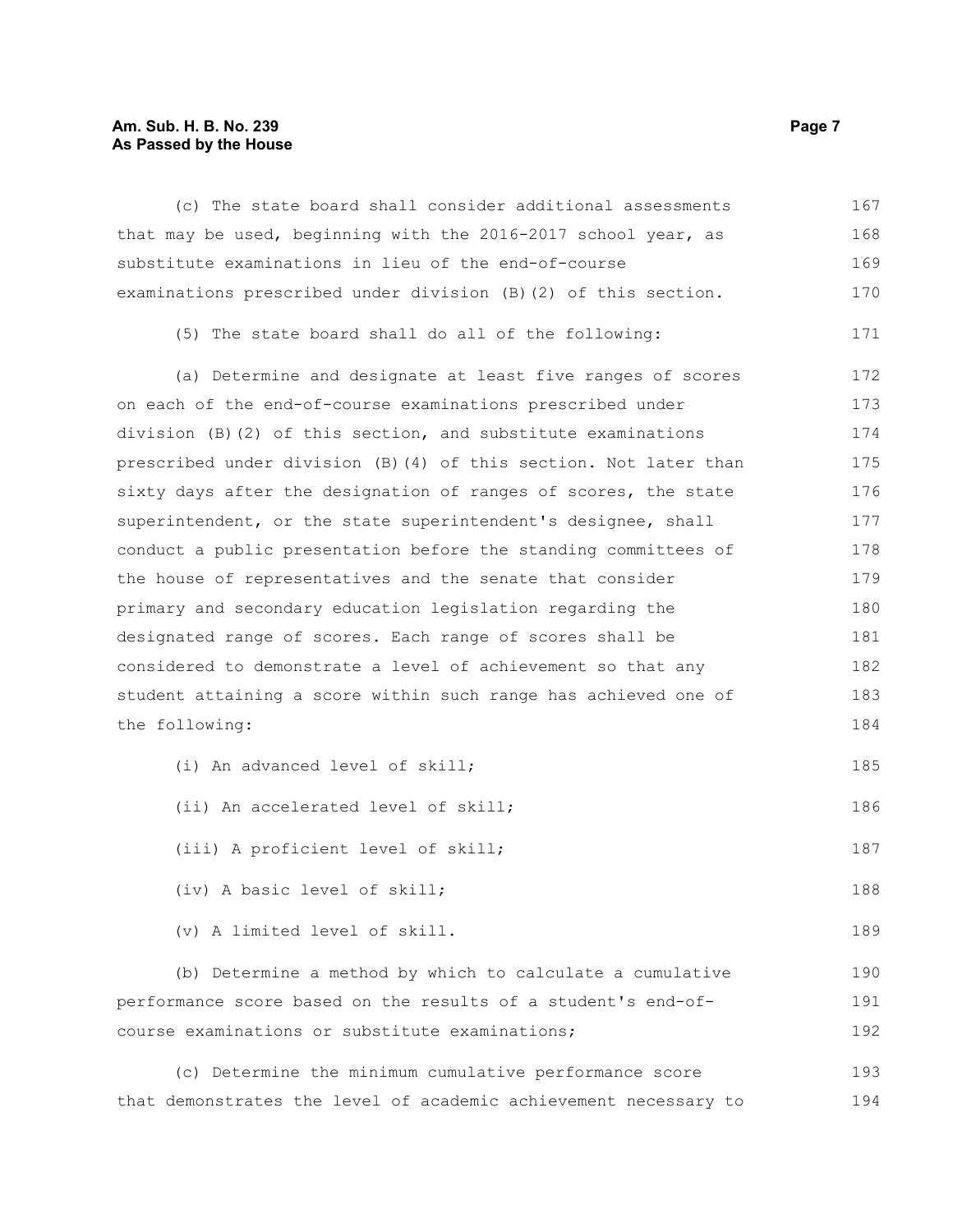(c) The state board shall consider additional assessments that may be used, beginning with the 2016-2017 school year, as substitute examinations in lieu of the end-of-course examinations prescribed under division (B)(2) of this section.

(5) The state board shall do all of the following:

(a) Determine and designate at least five ranges of scores on each of the end-of-course examinations prescribed under division (B)(2) of this section, and substitute examinations prescribed under division (B)(4) of this section. Not later than sixty days after the designation of ranges of scores, the state superintendent, or the state superintendent's designee, shall conduct a public presentation before the standing committees of the house of representatives and the senate that consider primary and secondary education legislation regarding the designated range of scores. Each range of scores shall be considered to demonstrate a level of achievement so that any student attaining a score within such range has achieved one of the following:

(i) An advanced level of skill;

(ii) An accelerated level of skill;

(iii) A proficient level of skill;

(iv) A basic level of skill;

(v) A limited level of skill.

(b) Determine a method by which to calculate a cumulative performance score based on the results of a student's end-of-course examinations or substitute examinations;

(c) Determine the minimum cumulative performance score that demonstrates the level of academic achievement necessary to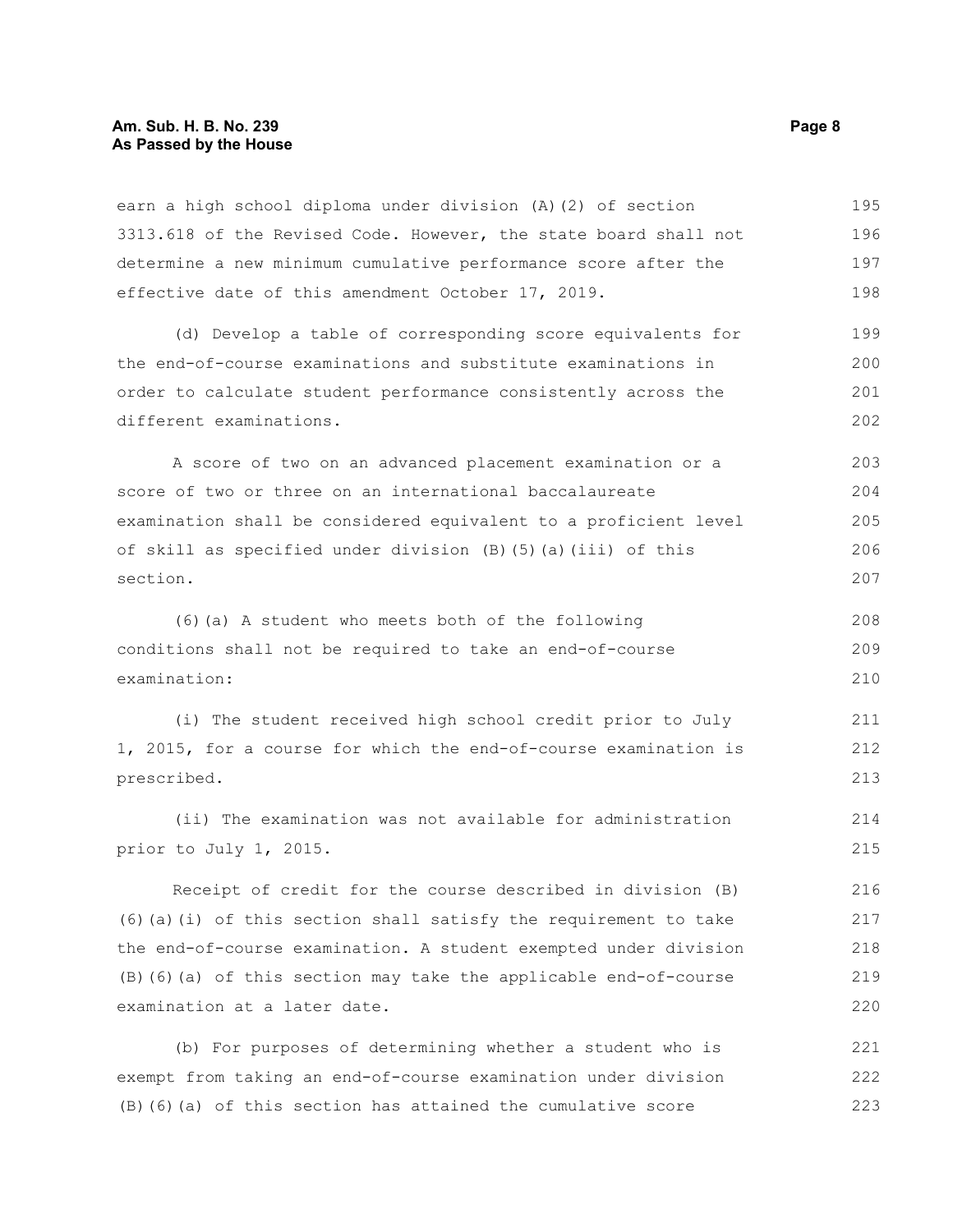earn a high school diploma under division (A)(2) of section 3313.618 of the Revised Code. However, the state board shall not determine a new minimum cumulative performance score after the effective date of this amendment October 17, 2019.

(d) Develop a table of corresponding score equivalents for the end-of-course examinations and substitute examinations in order to calculate student performance consistently across the different examinations.

A score of two on an advanced placement examination or a score of two or three on an international baccalaureate examination shall be considered equivalent to a proficient level of skill as specified under division (B)(5)(a)(iii) of this section.

(6)(a) A student who meets both of the following conditions shall not be required to take an end-of-course examination:

(i) The student received high school credit prior to July 1, 2015, for a course for which the end-of-course examination is prescribed.

(ii) The examination was not available for administration prior to July 1, 2015.

Receipt of credit for the course described in division (B)(6)(a)(i) of this section shall satisfy the requirement to take the end-of-course examination. A student exempted under division (B)(6)(a) of this section may take the applicable end-of-course examination at a later date.

(b) For purposes of determining whether a student who is exempt from taking an end-of-course examination under division (B)(6)(a) of this section has attained the cumulative score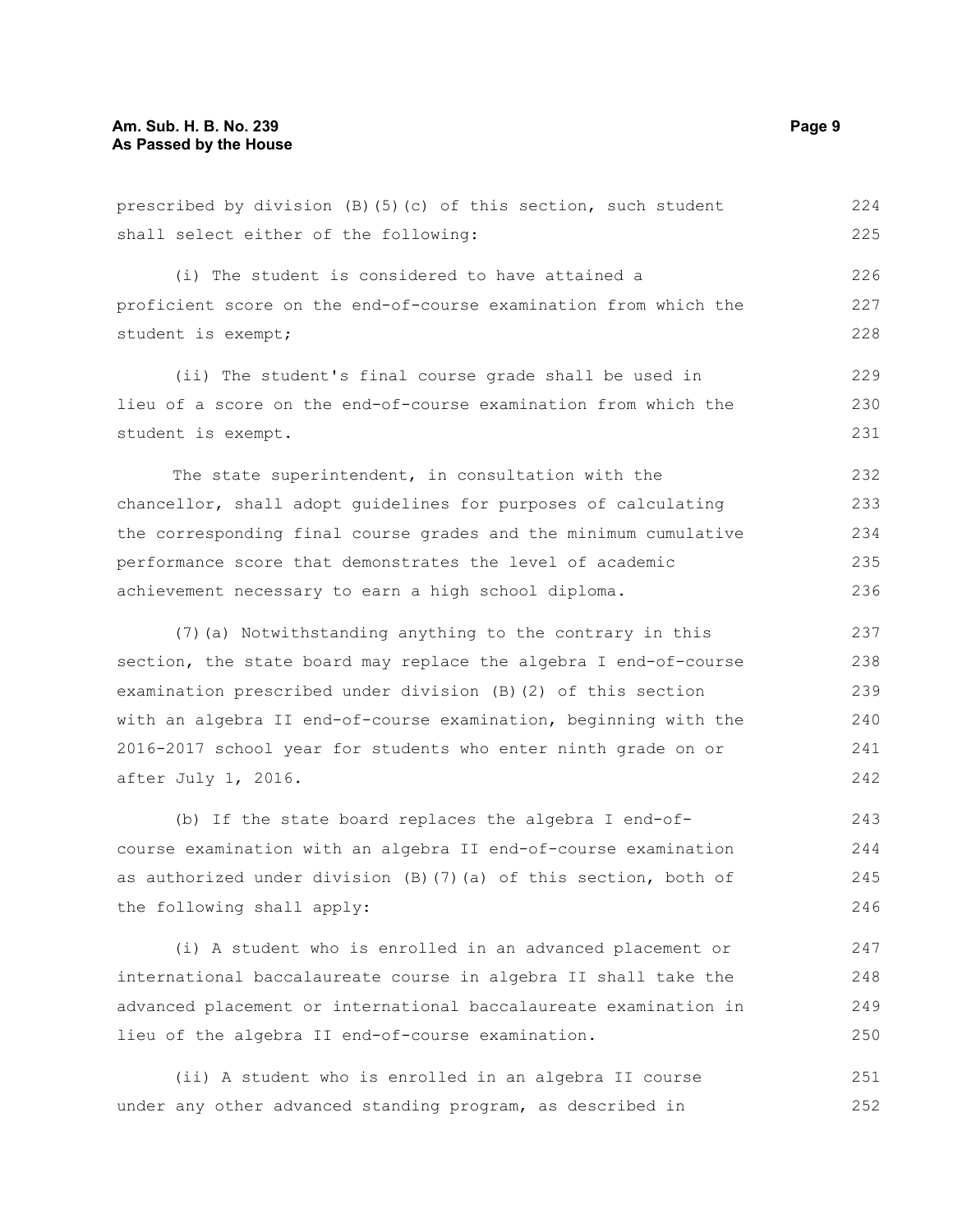prescribed by division (B)(5)(c) of this section, such student shall select either of the following:

(i) The student is considered to have attained a proficient score on the end-of-course examination from which the student is exempt;

(ii) The student's final course grade shall be used in lieu of a score on the end-of-course examination from which the student is exempt.

The state superintendent, in consultation with the chancellor, shall adopt guidelines for purposes of calculating the corresponding final course grades and the minimum cumulative performance score that demonstrates the level of academic achievement necessary to earn a high school diploma.

(7)(a) Notwithstanding anything to the contrary in this section, the state board may replace the algebra I end-of-course examination prescribed under division (B)(2) of this section with an algebra II end-of-course examination, beginning with the 2016-2017 school year for students who enter ninth grade on or after July 1, 2016.

(b) If the state board replaces the algebra I end-of-course examination with an algebra II end-of-course examination as authorized under division (B)(7)(a) of this section, both of the following shall apply:

(i) A student who is enrolled in an advanced placement or international baccalaureate course in algebra II shall take the advanced placement or international baccalaureate examination in lieu of the algebra II end-of-course examination.

(ii) A student who is enrolled in an algebra II course under any other advanced standing program, as described in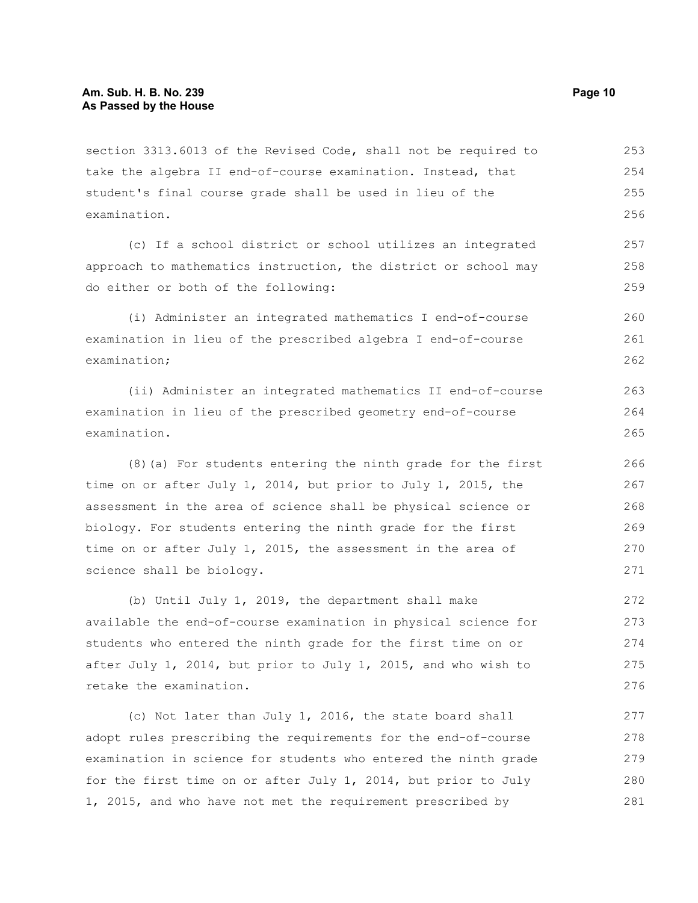section 3313.6013 of the Revised Code, shall not be required to take the algebra II end-of-course examination. Instead, that student's final course grade shall be used in lieu of the examination.

(c) If a school district or school utilizes an integrated approach to mathematics instruction, the district or school may do either or both of the following:

(i) Administer an integrated mathematics I end-of-course examination in lieu of the prescribed algebra I end-of-course examination;

(ii) Administer an integrated mathematics II end-of-course examination in lieu of the prescribed geometry end-of-course examination.

(8)(a) For students entering the ninth grade for the first time on or after July 1, 2014, but prior to July 1, 2015, the assessment in the area of science shall be physical science or biology. For students entering the ninth grade for the first time on or after July 1, 2015, the assessment in the area of science shall be biology.

(b) Until July 1, 2019, the department shall make available the end-of-course examination in physical science for students who entered the ninth grade for the first time on or after July 1, 2014, but prior to July 1, 2015, and who wish to retake the examination.

(c) Not later than July 1, 2016, the state board shall adopt rules prescribing the requirements for the end-of-course examination in science for students who entered the ninth grade for the first time on or after July 1, 2014, but prior to July 1, 2015, and who have not met the requirement prescribed by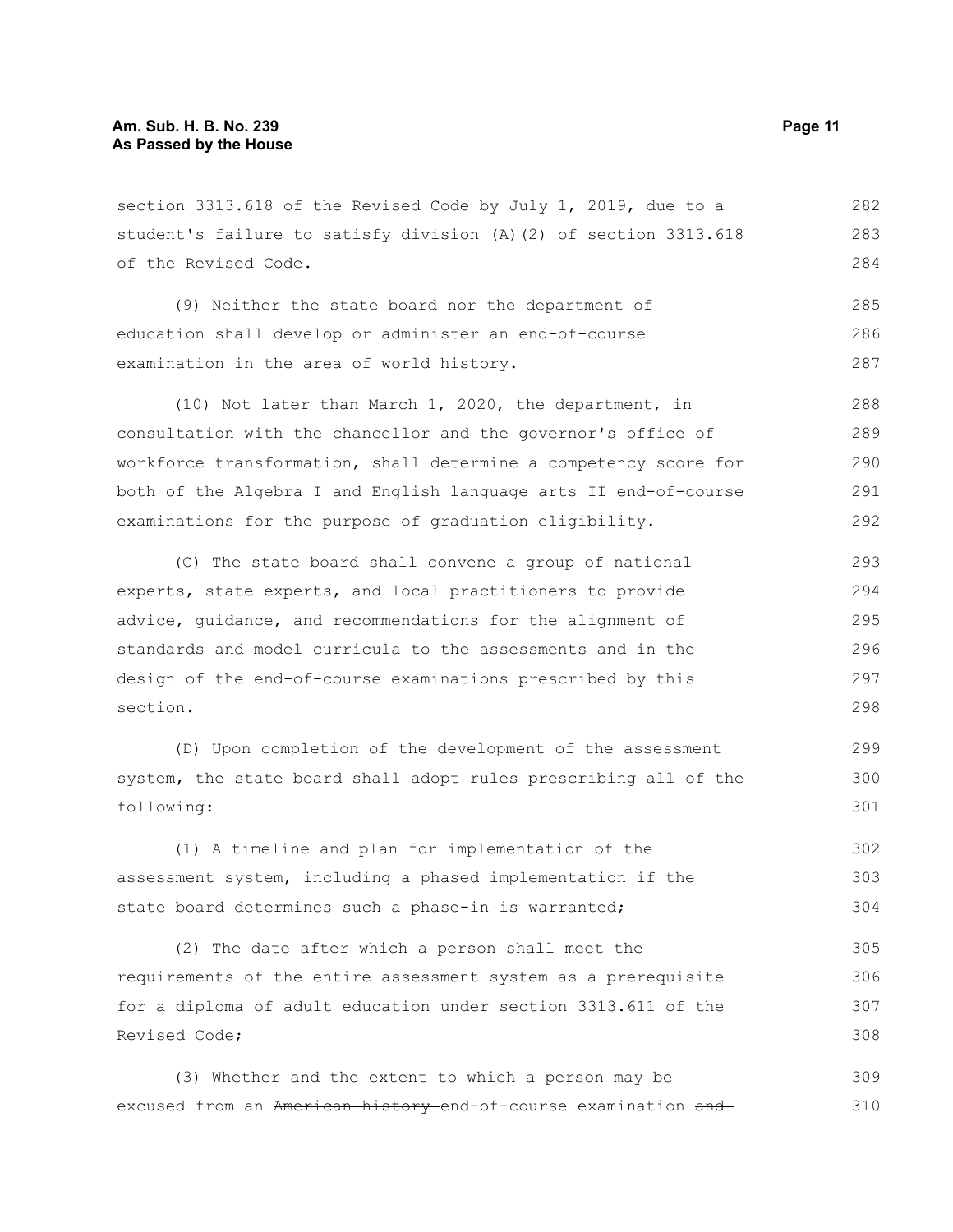section 3313.618 of the Revised Code by July 1, 2019, due to a student's failure to satisfy division (A)(2) of section 3313.618 of the Revised Code.

(9) Neither the state board nor the department of education shall develop or administer an end-of-course examination in the area of world history.

(10) Not later than March 1, 2020, the department, in consultation with the chancellor and the governor's office of workforce transformation, shall determine a competency score for both of the Algebra I and English language arts II end-of-course examinations for the purpose of graduation eligibility.

(C) The state board shall convene a group of national experts, state experts, and local practitioners to provide advice, guidance, and recommendations for the alignment of standards and model curricula to the assessments and in the design of the end-of-course examinations prescribed by this section.

(D) Upon completion of the development of the assessment system, the state board shall adopt rules prescribing all of the following:

(1) A timeline and plan for implementation of the assessment system, including a phased implementation if the state board determines such a phase-in is warranted;

(2) The date after which a person shall meet the requirements of the entire assessment system as a prerequisite for a diploma of adult education under section 3313.611 of the Revised Code;

(3) Whether and the extent to which a person may be excused from an ~~American history~~ end-of-course examination ~~and~~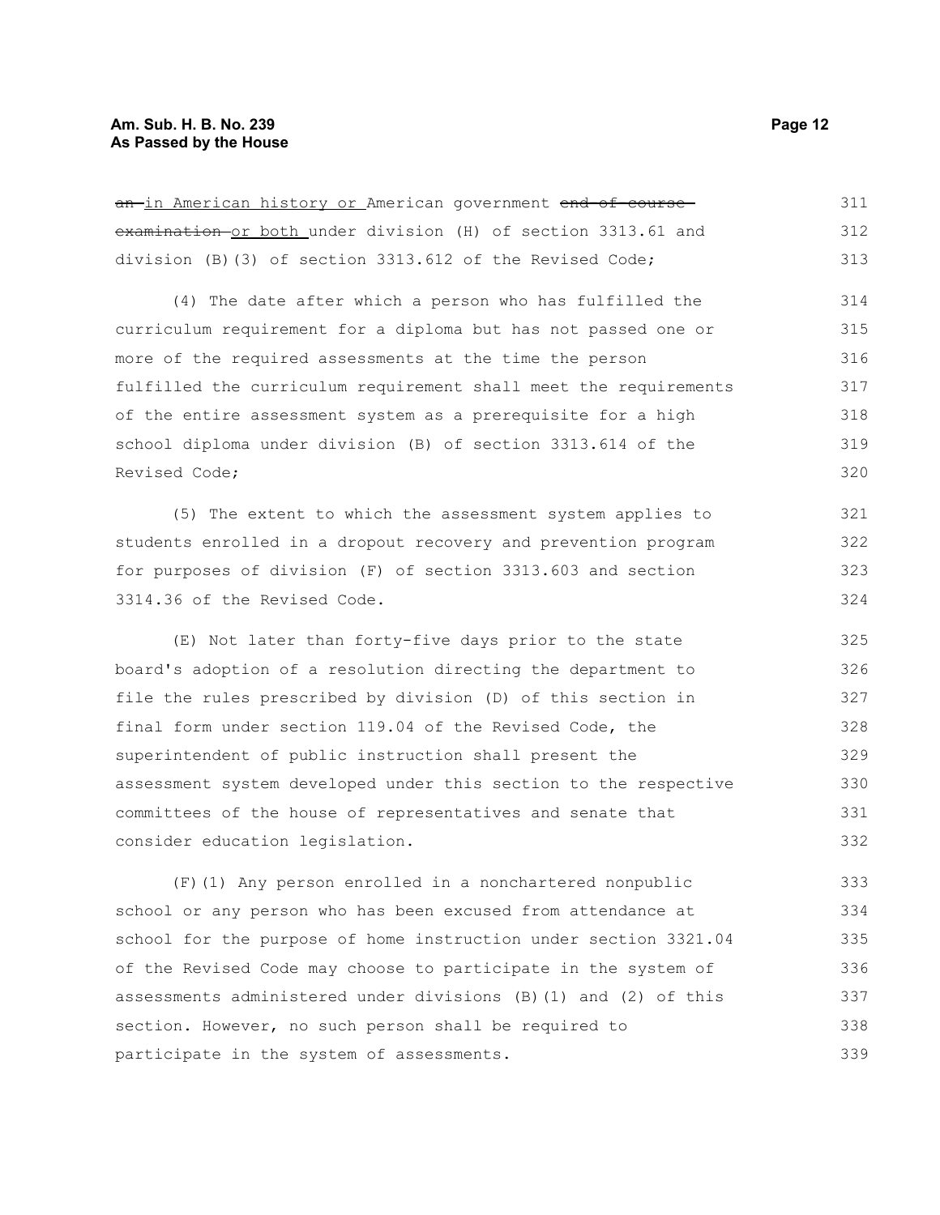~~an~~ in American history or American government ~~end-of-course examination~~ or both under division (H) of section 3313.61 and division (B)(3) of section 3313.612 of the Revised Code;

(4) The date after which a person who has fulfilled the curriculum requirement for a diploma but has not passed one or more of the required assessments at the time the person fulfilled the curriculum requirement shall meet the requirements of the entire assessment system as a prerequisite for a high school diploma under division (B) of section 3313.614 of the Revised Code;

(5) The extent to which the assessment system applies to students enrolled in a dropout recovery and prevention program for purposes of division (F) of section 3313.603 and section 3314.36 of the Revised Code.

(E) Not later than forty-five days prior to the state board's adoption of a resolution directing the department to file the rules prescribed by division (D) of this section in final form under section 119.04 of the Revised Code, the superintendent of public instruction shall present the assessment system developed under this section to the respective committees of the house of representatives and senate that consider education legislation.

(F)(1) Any person enrolled in a nonchartered nonpublic school or any person who has been excused from attendance at school for the purpose of home instruction under section 3321.04 of the Revised Code may choose to participate in the system of assessments administered under divisions (B)(1) and (2) of this section. However, no such person shall be required to participate in the system of assessments.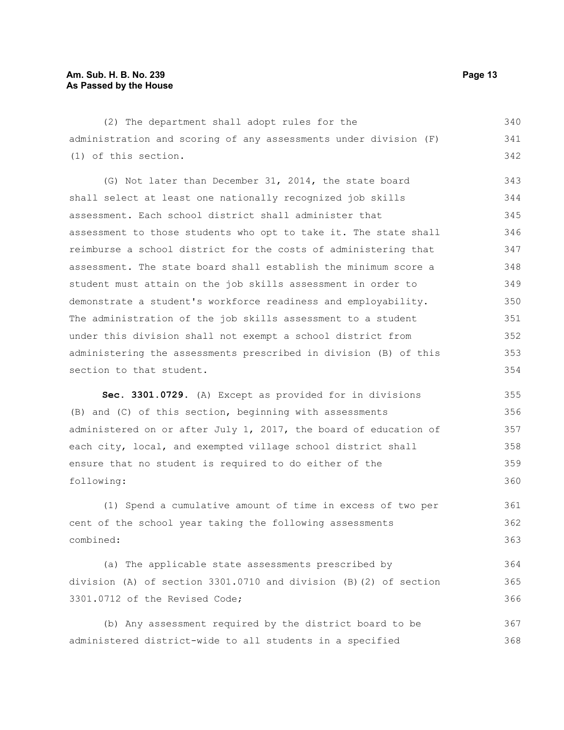(2) The department shall adopt rules for the administration and scoring of any assessments under division (F)(1) of this section.

(G) Not later than December 31, 2014, the state board shall select at least one nationally recognized job skills assessment. Each school district shall administer that assessment to those students who opt to take it. The state shall reimburse a school district for the costs of administering that assessment. The state board shall establish the minimum score a student must attain on the job skills assessment in order to demonstrate a student's workforce readiness and employability. The administration of the job skills assessment to a student under this division shall not exempt a school district from administering the assessments prescribed in division (B) of this section to that student.

**Sec. 3301.0729.** (A) Except as provided for in divisions (B) and (C) of this section, beginning with assessments administered on or after July 1, 2017, the board of education of each city, local, and exempted village school district shall ensure that no student is required to do either of the following:

(1) Spend a cumulative amount of time in excess of two per cent of the school year taking the following assessments combined:

(a) The applicable state assessments prescribed by division (A) of section 3301.0710 and division (B)(2) of section 3301.0712 of the Revised Code;

(b) Any assessment required by the district board to be administered district-wide to all students in a specified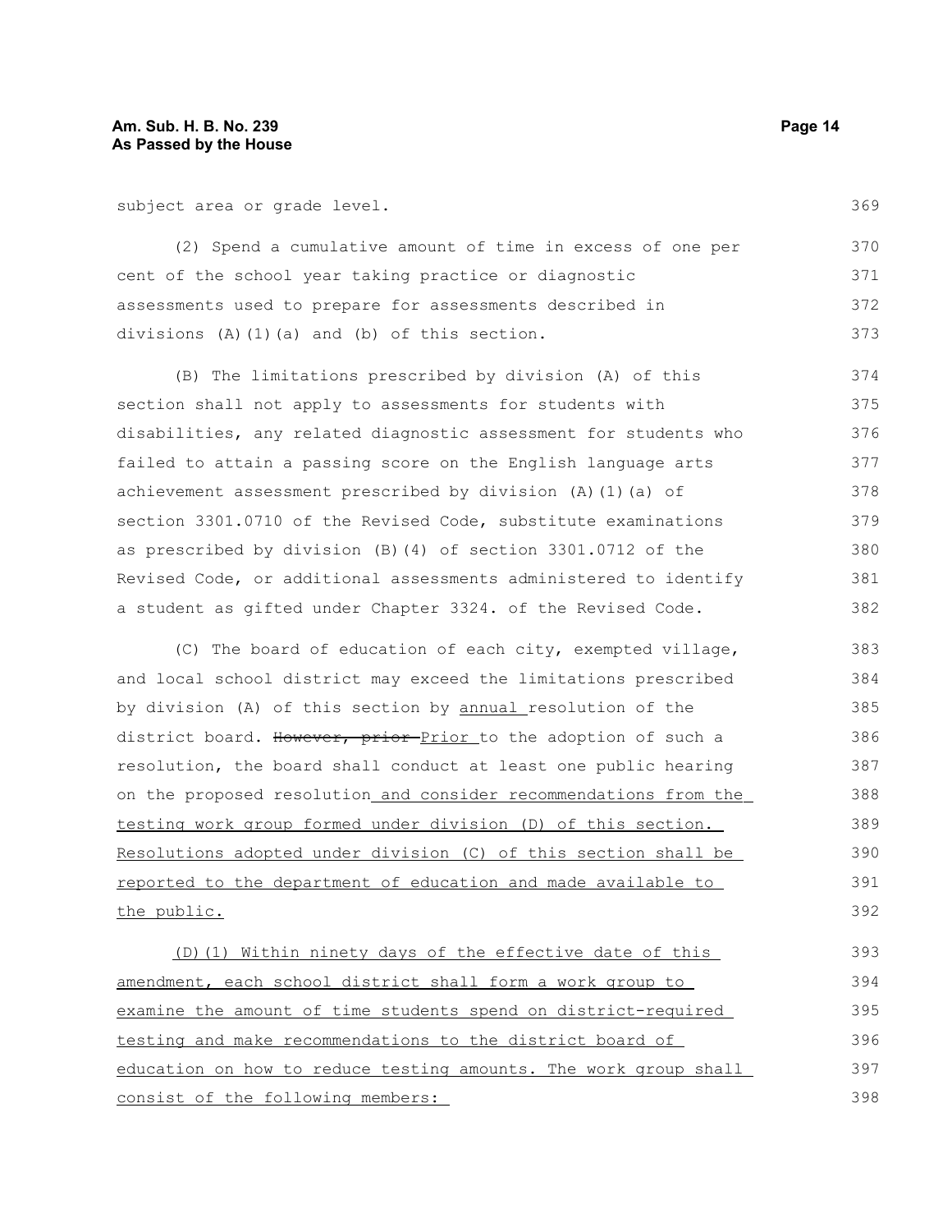subject area or grade level.

(2) Spend a cumulative amount of time in excess of one per cent of the school year taking practice or diagnostic assessments used to prepare for assessments described in divisions (A)(1)(a) and (b) of this section.

(B) The limitations prescribed by division (A) of this section shall not apply to assessments for students with disabilities, any related diagnostic assessment for students who failed to attain a passing score on the English language arts achievement assessment prescribed by division (A)(1)(a) of section 3301.0710 of the Revised Code, substitute examinations as prescribed by division (B)(4) of section 3301.0712 of the Revised Code, or additional assessments administered to identify a student as gifted under Chapter 3324. of the Revised Code.

(C) The board of education of each city, exempted village, and local school district may exceed the limitations prescribed by division (A) of this section by annual resolution of the district board. ~~However, prior~~ Prior to the adoption of such a resolution, the board shall conduct at least one public hearing on the proposed resolution and consider recommendations from the testing work group formed under division (D) of this section. Resolutions adopted under division (C) of this section shall be reported to the department of education and made available to the public.

(D)(1) Within ninety days of the effective date of this amendment, each school district shall form a work group to examine the amount of time students spend on district-required testing and make recommendations to the district board of education on how to reduce testing amounts. The work group shall consist of the following members: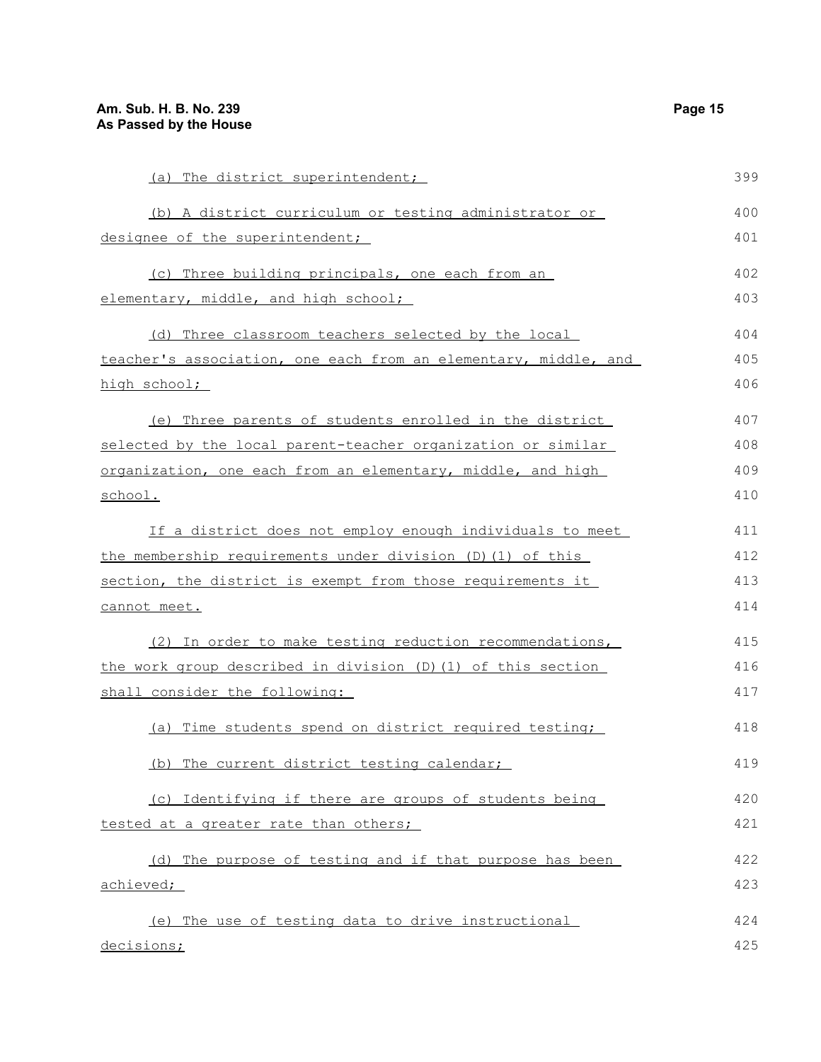(a) The district superintendent;

(b) A district curriculum or testing administrator or designee of the superintendent;

(c) Three building principals, one each from an elementary, middle, and high school;

(d) Three classroom teachers selected by the local teacher's association, one each from an elementary, middle, and high school;

(e) Three parents of students enrolled in the district selected by the local parent-teacher organization or similar organization, one each from an elementary, middle, and high school.

If a district does not employ enough individuals to meet the membership requirements under division (D)(1) of this section, the district is exempt from those requirements it cannot meet.

(2) In order to make testing reduction recommendations, the work group described in division (D)(1) of this section shall consider the following:

(a) Time students spend on district required testing;

(b) The current district testing calendar;

(c) Identifying if there are groups of students being tested at a greater rate than others;

(d) The purpose of testing and if that purpose has been achieved;

(e) The use of testing data to drive instructional decisions;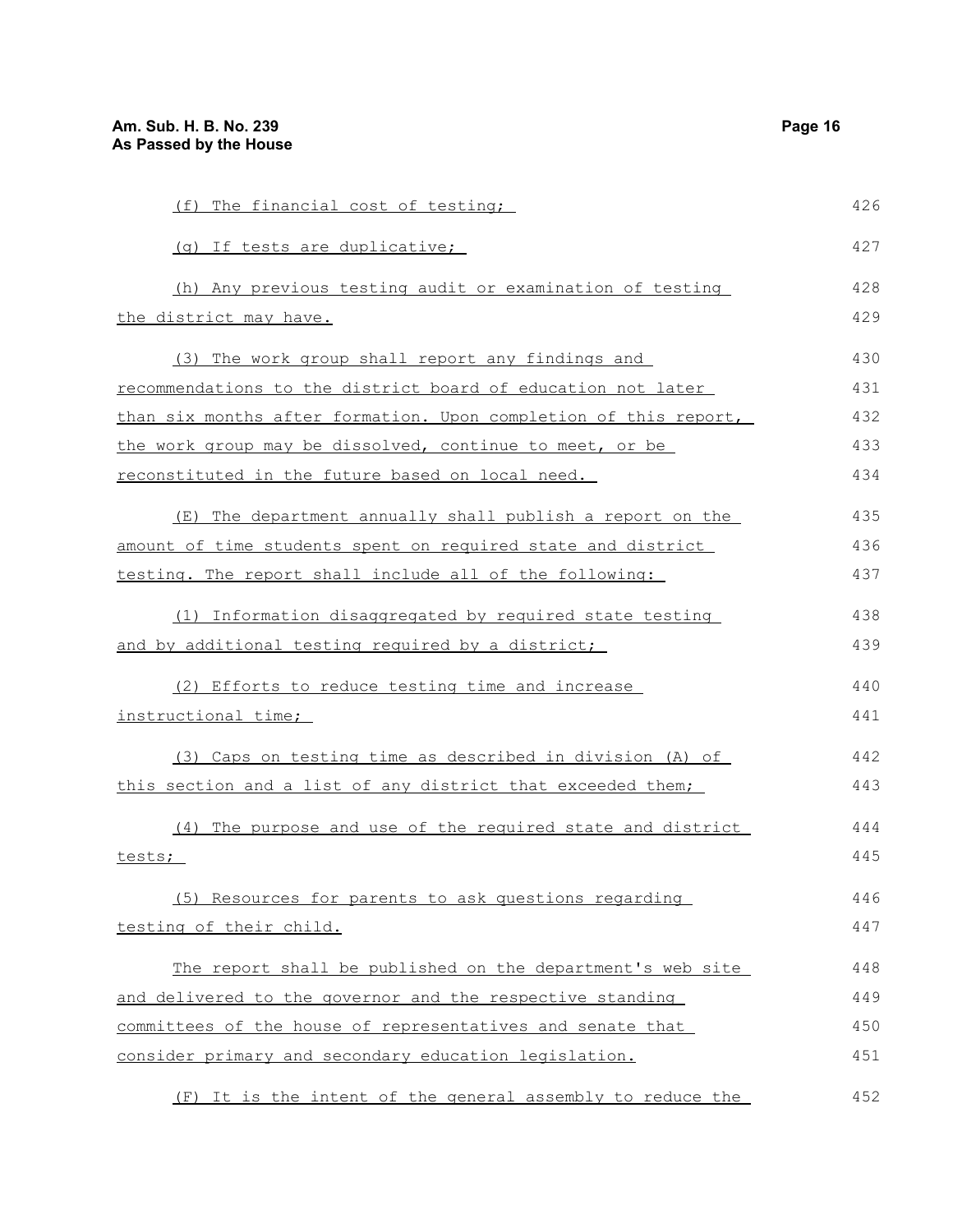(f) The financial cost of testing;

(g) If tests are duplicative;

(h) Any previous testing audit or examination of testing the district may have.

(3) The work group shall report any findings and recommendations to the district board of education not later than six months after formation. Upon completion of this report, the work group may be dissolved, continue to meet, or be reconstituted in the future based on local need.

(E) The department annually shall publish a report on the amount of time students spent on required state and district testing. The report shall include all of the following:

(1) Information disaggregated by required state testing and by additional testing required by a district;

(2) Efforts to reduce testing time and increase instructional time;

(3) Caps on testing time as described in division (A) of this section and a list of any district that exceeded them;

(4) The purpose and use of the required state and district tests;

(5) Resources for parents to ask questions regarding testing of their child.

The report shall be published on the department's web site and delivered to the governor and the respective standing committees of the house of representatives and senate that consider primary and secondary education legislation.

(F) It is the intent of the general assembly to reduce the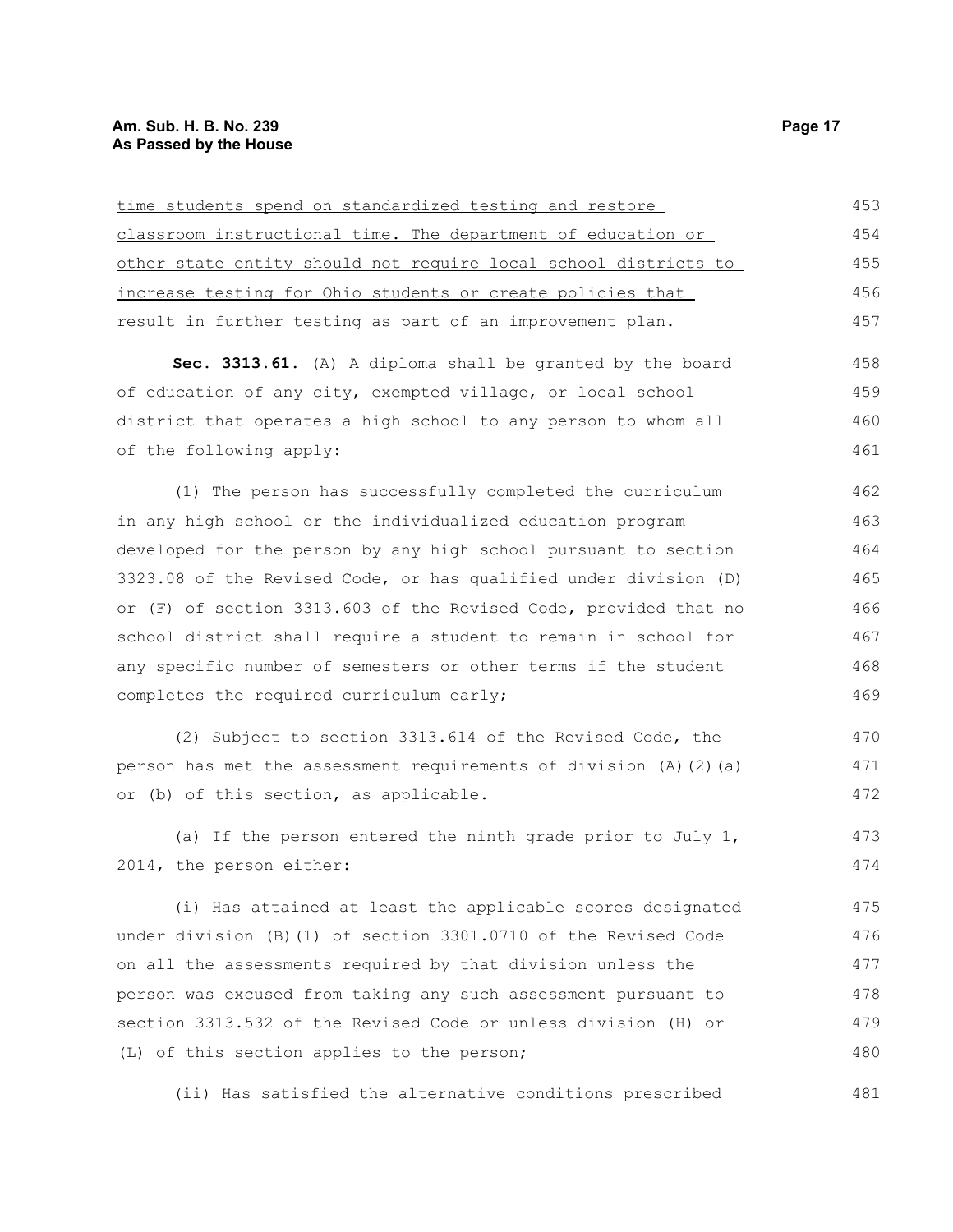time students spend on standardized testing and restore classroom instructional time. The department of education or other state entity should not require local school districts to increase testing for Ohio students or create policies that result in further testing as part of an improvement plan.

**Sec. 3313.61.** (A) A diploma shall be granted by the board of education of any city, exempted village, or local school district that operates a high school to any person to whom all of the following apply:

(1) The person has successfully completed the curriculum in any high school or the individualized education program developed for the person by any high school pursuant to section 3323.08 of the Revised Code, or has qualified under division (D) or (F) of section 3313.603 of the Revised Code, provided that no school district shall require a student to remain in school for any specific number of semesters or other terms if the student completes the required curriculum early;

(2) Subject to section 3313.614 of the Revised Code, the person has met the assessment requirements of division (A)(2)(a) or (b) of this section, as applicable.

(a) If the person entered the ninth grade prior to July 1, 2014, the person either:

(i) Has attained at least the applicable scores designated under division (B)(1) of section 3301.0710 of the Revised Code on all the assessments required by that division unless the person was excused from taking any such assessment pursuant to section 3313.532 of the Revised Code or unless division (H) or (L) of this section applies to the person;

(ii) Has satisfied the alternative conditions prescribed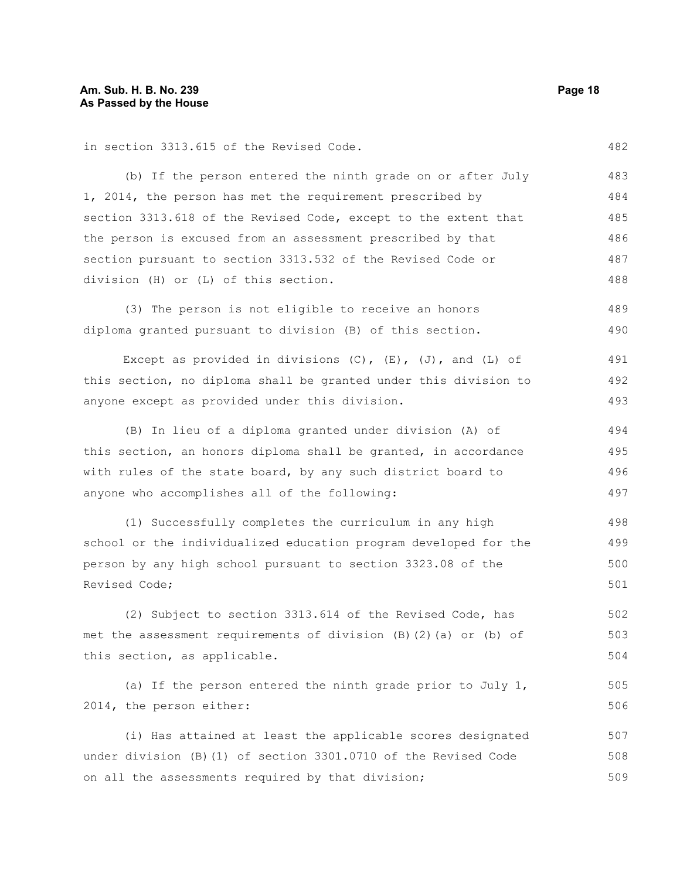in section 3313.615 of the Revised Code.

(b) If the person entered the ninth grade on or after July 1, 2014, the person has met the requirement prescribed by section 3313.618 of the Revised Code, except to the extent that the person is excused from an assessment prescribed by that section pursuant to section 3313.532 of the Revised Code or division (H) or (L) of this section.

(3) The person is not eligible to receive an honors diploma granted pursuant to division (B) of this section.

Except as provided in divisions (C), (E), (J), and (L) of this section, no diploma shall be granted under this division to anyone except as provided under this division.

(B) In lieu of a diploma granted under division (A) of this section, an honors diploma shall be granted, in accordance with rules of the state board, by any such district board to anyone who accomplishes all of the following:

(1) Successfully completes the curriculum in any high school or the individualized education program developed for the person by any high school pursuant to section 3323.08 of the Revised Code;

(2) Subject to section 3313.614 of the Revised Code, has met the assessment requirements of division (B)(2)(a) or (b) of this section, as applicable.

(a) If the person entered the ninth grade prior to July 1, 2014, the person either:

(i) Has attained at least the applicable scores designated under division (B)(1) of section 3301.0710 of the Revised Code on all the assessments required by that division;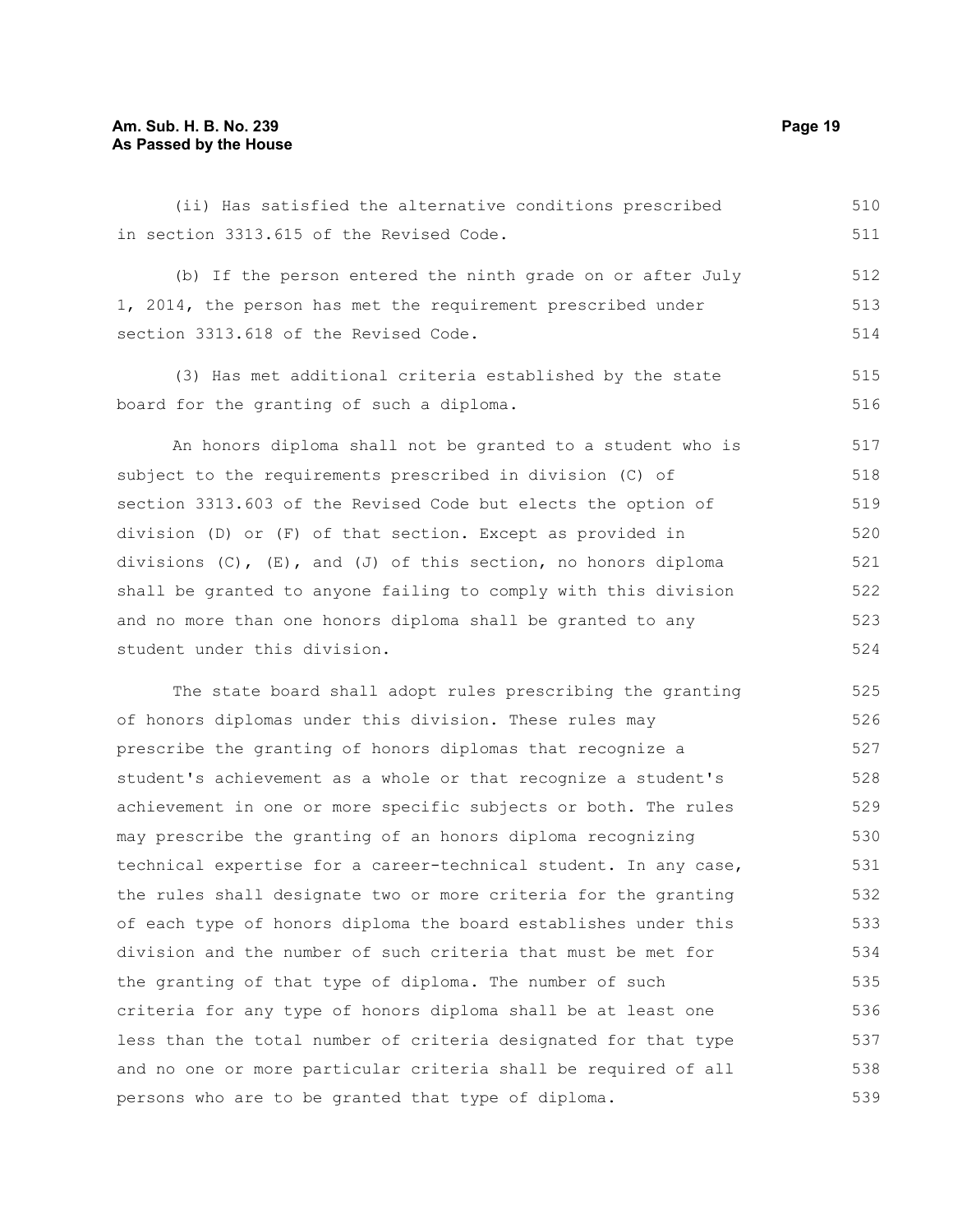(ii) Has satisfied the alternative conditions prescribed in section 3313.615 of the Revised Code.

(b) If the person entered the ninth grade on or after July 1, 2014, the person has met the requirement prescribed under section 3313.618 of the Revised Code.

(3) Has met additional criteria established by the state board for the granting of such a diploma.

An honors diploma shall not be granted to a student who is subject to the requirements prescribed in division (C) of section 3313.603 of the Revised Code but elects the option of division (D) or (F) of that section. Except as provided in divisions (C), (E), and (J) of this section, no honors diploma shall be granted to anyone failing to comply with this division and no more than one honors diploma shall be granted to any student under this division.

The state board shall adopt rules prescribing the granting of honors diplomas under this division. These rules may prescribe the granting of honors diplomas that recognize a student's achievement as a whole or that recognize a student's achievement in one or more specific subjects or both. The rules may prescribe the granting of an honors diploma recognizing technical expertise for a career-technical student. In any case, the rules shall designate two or more criteria for the granting of each type of honors diploma the board establishes under this division and the number of such criteria that must be met for the granting of that type of diploma. The number of such criteria for any type of honors diploma shall be at least one less than the total number of criteria designated for that type and no one or more particular criteria shall be required of all persons who are to be granted that type of diploma.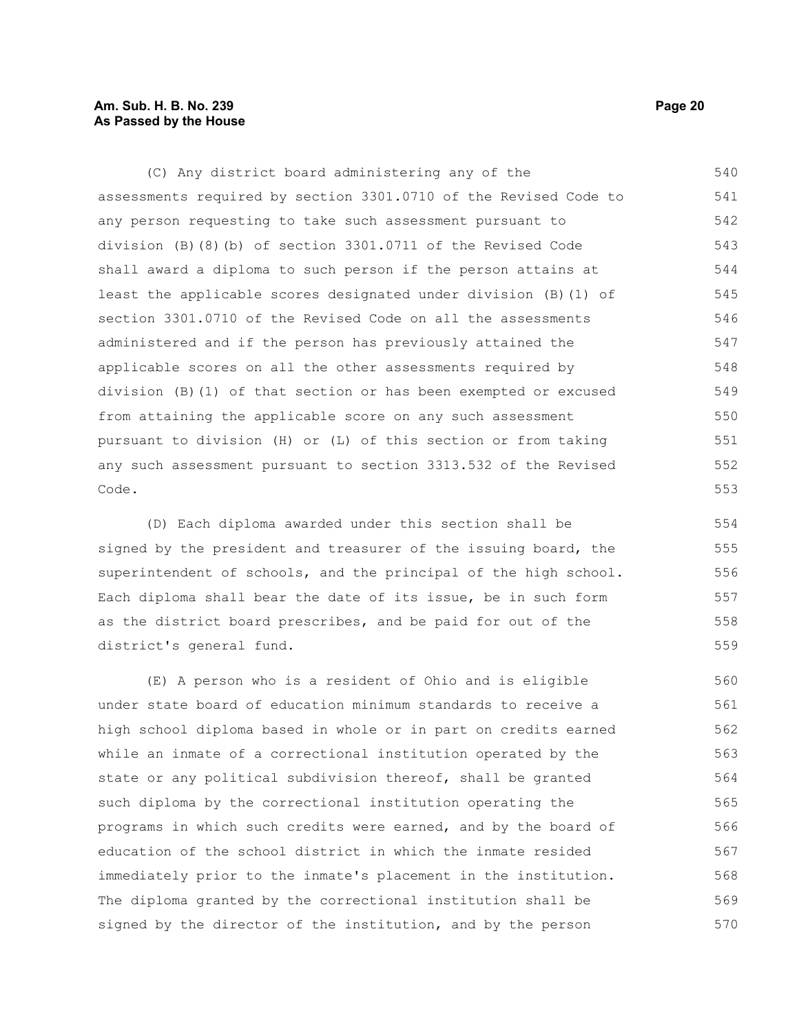(C) Any district board administering any of the assessments required by section 3301.0710 of the Revised Code to any person requesting to take such assessment pursuant to division (B)(8)(b) of section 3301.0711 of the Revised Code shall award a diploma to such person if the person attains at least the applicable scores designated under division (B)(1) of section 3301.0710 of the Revised Code on all the assessments administered and if the person has previously attained the applicable scores on all the other assessments required by division (B)(1) of that section or has been exempted or excused from attaining the applicable score on any such assessment pursuant to division (H) or (L) of this section or from taking any such assessment pursuant to section 3313.532 of the Revised Code.

(D) Each diploma awarded under this section shall be signed by the president and treasurer of the issuing board, the superintendent of schools, and the principal of the high school. Each diploma shall bear the date of its issue, be in such form as the district board prescribes, and be paid for out of the district's general fund.

(E) A person who is a resident of Ohio and is eligible under state board of education minimum standards to receive a high school diploma based in whole or in part on credits earned while an inmate of a correctional institution operated by the state or any political subdivision thereof, shall be granted such diploma by the correctional institution operating the programs in which such credits were earned, and by the board of education of the school district in which the inmate resided immediately prior to the inmate's placement in the institution. The diploma granted by the correctional institution shall be signed by the director of the institution, and by the person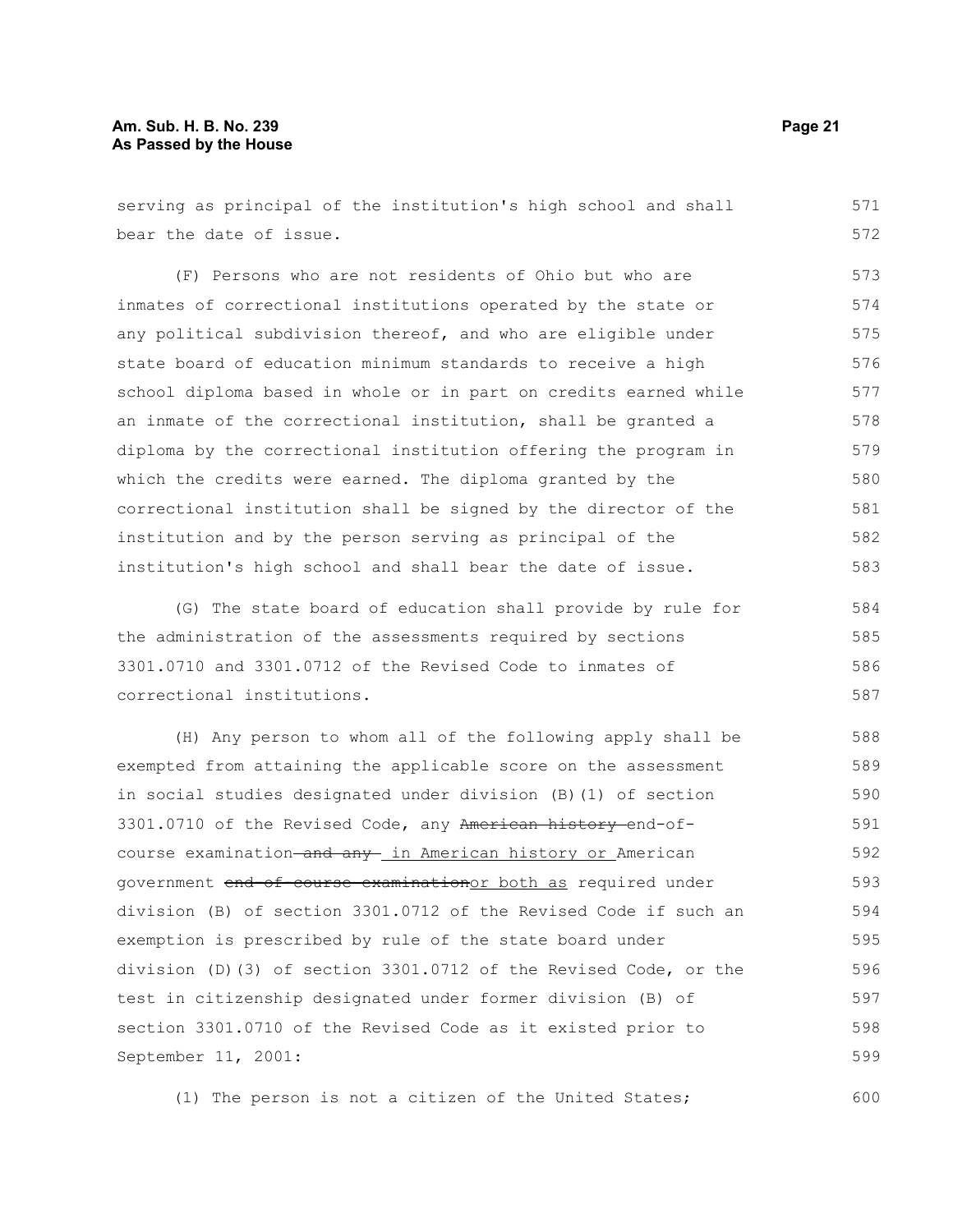serving as principal of the institution's high school and shall bear the date of issue.

(F) Persons who are not residents of Ohio but who are inmates of correctional institutions operated by the state or any political subdivision thereof, and who are eligible under state board of education minimum standards to receive a high school diploma based in whole or in part on credits earned while an inmate of the correctional institution, shall be granted a diploma by the correctional institution offering the program in which the credits were earned. The diploma granted by the correctional institution shall be signed by the director of the institution and by the person serving as principal of the institution's high school and shall bear the date of issue.

(G) The state board of education shall provide by rule for the administration of the assessments required by sections 3301.0710 and 3301.0712 of the Revised Code to inmates of correctional institutions.

(H) Any person to whom all of the following apply shall be exempted from attaining the applicable score on the assessment in social studies designated under division (B)(1) of section 3301.0710 of the Revised Code, any ~~American history~~ end-of-course examination ~~and any~~ <u>in American history or</u> American government ~~end-of-course examination~~<u>or both as</u> required under division (B) of section 3301.0712 of the Revised Code if such an exemption is prescribed by rule of the state board under division (D)(3) of section 3301.0712 of the Revised Code, or the test in citizenship designated under former division (B) of section 3301.0710 of the Revised Code as it existed prior to September 11, 2001:

(1) The person is not a citizen of the United States;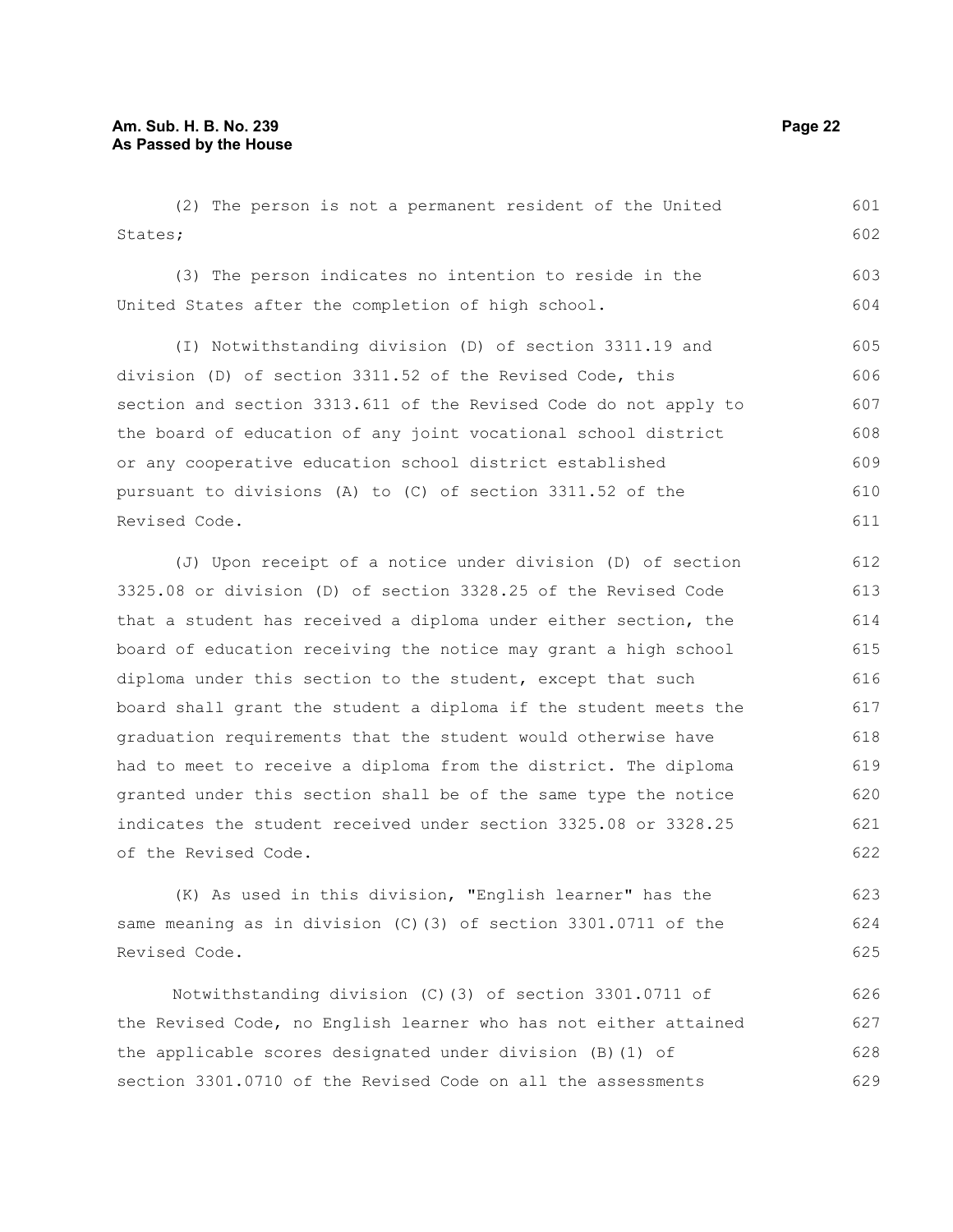(2) The person is not a permanent resident of the United States;

(3) The person indicates no intention to reside in the United States after the completion of high school.

(I) Notwithstanding division (D) of section 3311.19 and division (D) of section 3311.52 of the Revised Code, this section and section 3313.611 of the Revised Code do not apply to the board of education of any joint vocational school district or any cooperative education school district established pursuant to divisions (A) to (C) of section 3311.52 of the Revised Code.

(J) Upon receipt of a notice under division (D) of section 3325.08 or division (D) of section 3328.25 of the Revised Code that a student has received a diploma under either section, the board of education receiving the notice may grant a high school diploma under this section to the student, except that such board shall grant the student a diploma if the student meets the graduation requirements that the student would otherwise have had to meet to receive a diploma from the district. The diploma granted under this section shall be of the same type the notice indicates the student received under section 3325.08 or 3328.25 of the Revised Code.

(K) As used in this division, "English learner" has the same meaning as in division (C)(3) of section 3301.0711 of the Revised Code.

Notwithstanding division (C)(3) of section 3301.0711 of the Revised Code, no English learner who has not either attained the applicable scores designated under division (B)(1) of section 3301.0710 of the Revised Code on all the assessments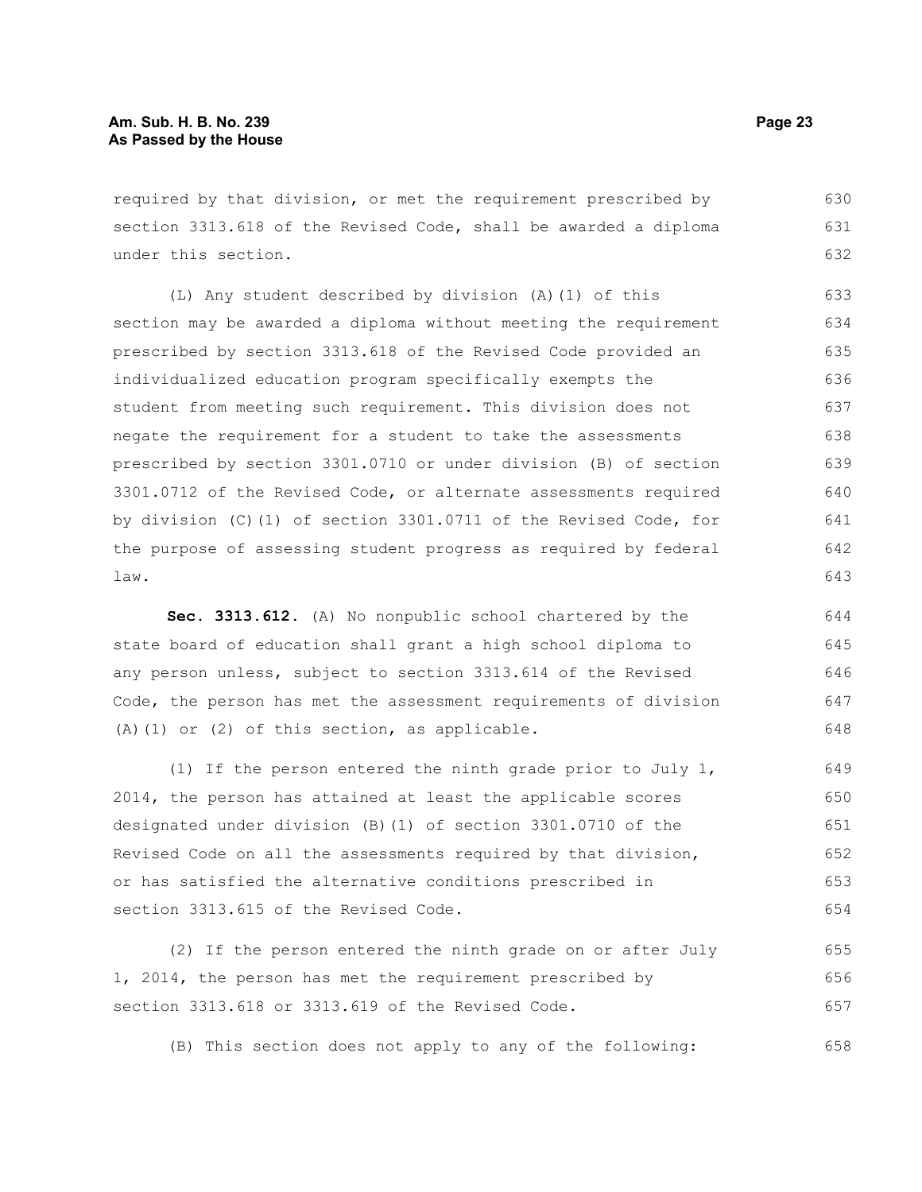required by that division, or met the requirement prescribed by section 3313.618 of the Revised Code, shall be awarded a diploma under this section.

(L) Any student described by division (A)(1) of this section may be awarded a diploma without meeting the requirement prescribed by section 3313.618 of the Revised Code provided an individualized education program specifically exempts the student from meeting such requirement. This division does not negate the requirement for a student to take the assessments prescribed by section 3301.0710 or under division (B) of section 3301.0712 of the Revised Code, or alternate assessments required by division (C)(1) of section 3301.0711 of the Revised Code, for the purpose of assessing student progress as required by federal law.

**Sec. 3313.612.** (A) No nonpublic school chartered by the state board of education shall grant a high school diploma to any person unless, subject to section 3313.614 of the Revised Code, the person has met the assessment requirements of division (A)(1) or (2) of this section, as applicable.

(1) If the person entered the ninth grade prior to July 1, 2014, the person has attained at least the applicable scores designated under division (B)(1) of section 3301.0710 of the Revised Code on all the assessments required by that division, or has satisfied the alternative conditions prescribed in section 3313.615 of the Revised Code.

(2) If the person entered the ninth grade on or after July 1, 2014, the person has met the requirement prescribed by section 3313.618 or 3313.619 of the Revised Code.

(B) This section does not apply to any of the following: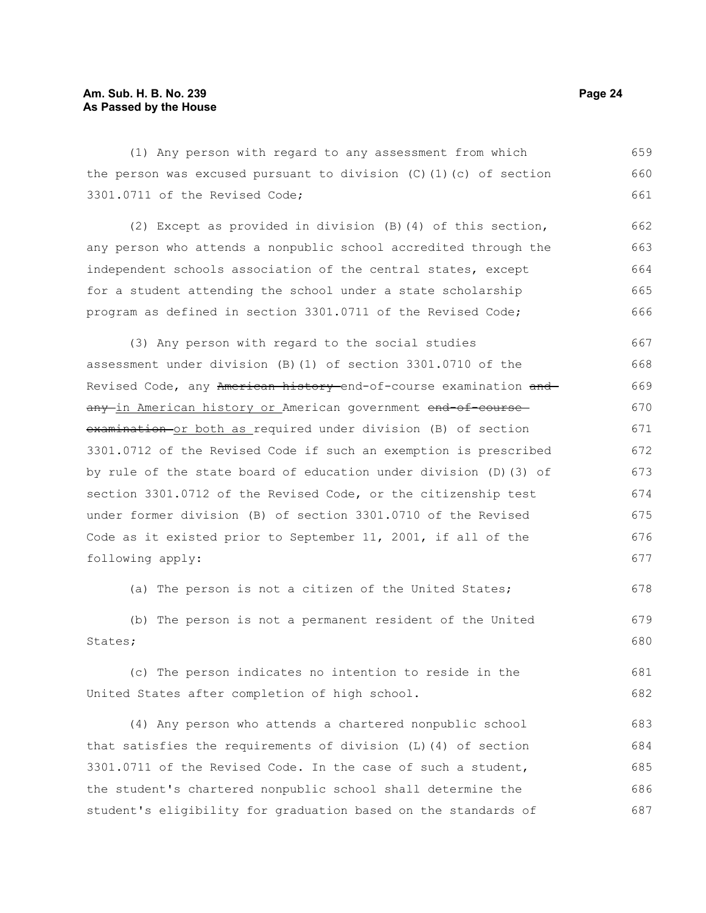(1) Any person with regard to any assessment from which the person was excused pursuant to division (C)(1)(c) of section 3301.0711 of the Revised Code;

(2) Except as provided in division (B)(4) of this section, any person who attends a nonpublic school accredited through the independent schools association of the central states, except for a student attending the school under a state scholarship program as defined in section 3301.0711 of the Revised Code;

(3) Any person with regard to the social studies assessment under division (B)(1) of section 3301.0710 of the Revised Code, any ~~American history~~ end-of-course examination ~~and any~~ in American history or American government ~~end-of-course examination~~ or both as required under division (B) of section 3301.0712 of the Revised Code if such an exemption is prescribed by rule of the state board of education under division (D)(3) of section 3301.0712 of the Revised Code, or the citizenship test under former division (B) of section 3301.0710 of the Revised Code as it existed prior to September 11, 2001, if all of the following apply:

(a) The person is not a citizen of the United States;

(b) The person is not a permanent resident of the United States;

(c) The person indicates no intention to reside in the United States after completion of high school.

(4) Any person who attends a chartered nonpublic school that satisfies the requirements of division (L)(4) of section 3301.0711 of the Revised Code. In the case of such a student, the student's chartered nonpublic school shall determine the student's eligibility for graduation based on the standards of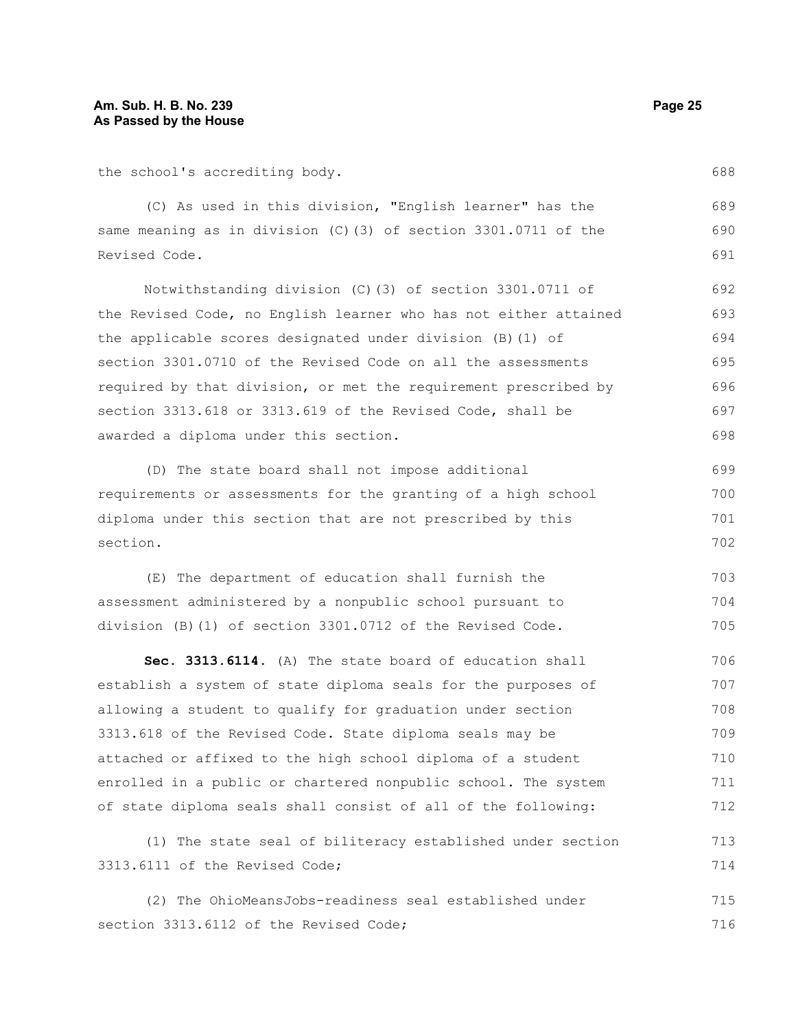the school's accrediting body.

(C) As used in this division, "English learner" has the same meaning as in division (C)(3) of section 3301.0711 of the Revised Code.

Notwithstanding division (C)(3) of section 3301.0711 of the Revised Code, no English learner who has not either attained the applicable scores designated under division (B)(1) of section 3301.0710 of the Revised Code on all the assessments required by that division, or met the requirement prescribed by section 3313.618 or 3313.619 of the Revised Code, shall be awarded a diploma under this section.

(D) The state board shall not impose additional requirements or assessments for the granting of a high school diploma under this section that are not prescribed by this section.

(E) The department of education shall furnish the assessment administered by a nonpublic school pursuant to division (B)(1) of section 3301.0712 of the Revised Code.

**Sec. 3313.6114.** (A) The state board of education shall establish a system of state diploma seals for the purposes of allowing a student to qualify for graduation under section 3313.618 of the Revised Code. State diploma seals may be attached or affixed to the high school diploma of a student enrolled in a public or chartered nonpublic school. The system of state diploma seals shall consist of all of the following:

(1) The state seal of biliteracy established under section 3313.6111 of the Revised Code;

(2) The OhioMeansJobs-readiness seal established under section 3313.6112 of the Revised Code;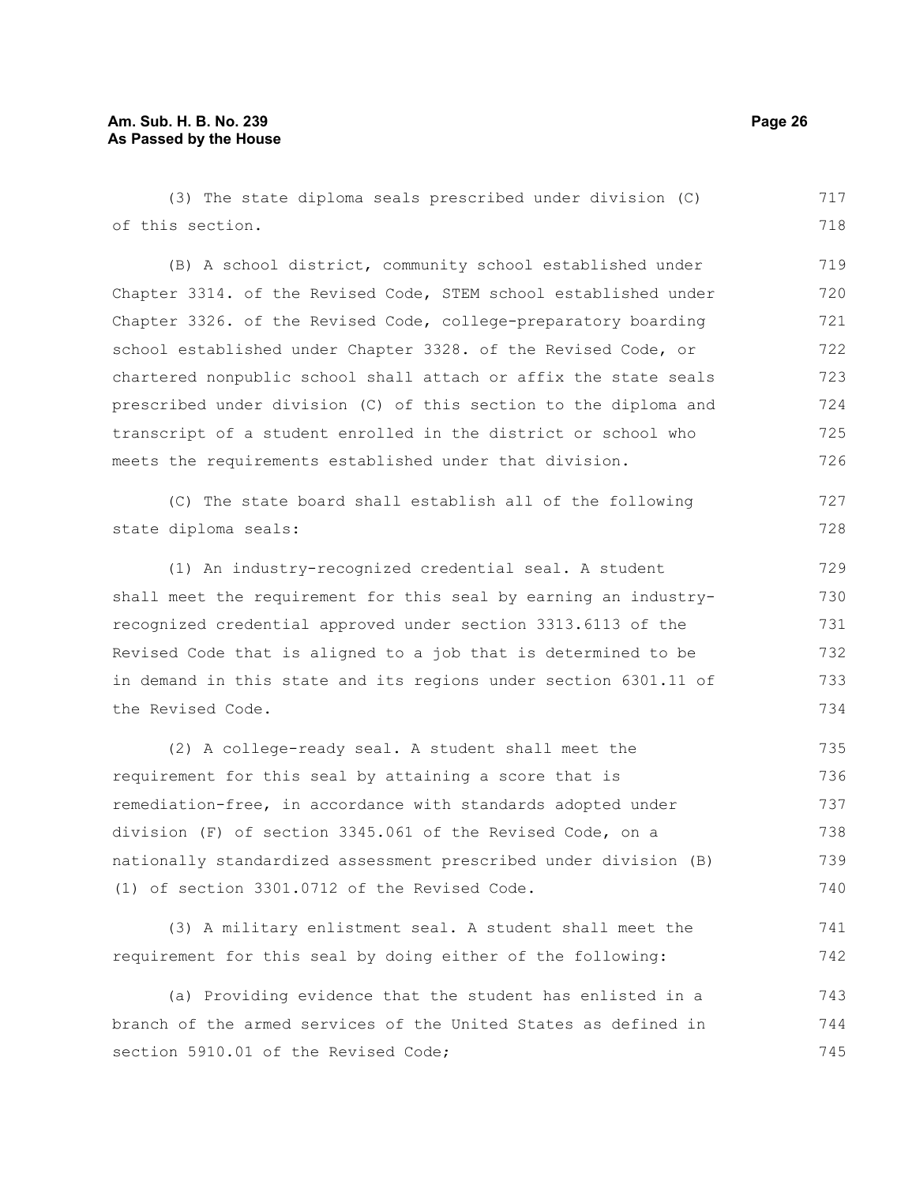(3) The state diploma seals prescribed under division (C) of this section.

(B) A school district, community school established under Chapter 3314. of the Revised Code, STEM school established under Chapter 3326. of the Revised Code, college-preparatory boarding school established under Chapter 3328. of the Revised Code, or chartered nonpublic school shall attach or affix the state seals prescribed under division (C) of this section to the diploma and transcript of a student enrolled in the district or school who meets the requirements established under that division.

(C) The state board shall establish all of the following state diploma seals:

(1) An industry-recognized credential seal. A student shall meet the requirement for this seal by earning an industry-recognized credential approved under section 3313.6113 of the Revised Code that is aligned to a job that is determined to be in demand in this state and its regions under section 6301.11 of the Revised Code.

(2) A college-ready seal. A student shall meet the requirement for this seal by attaining a score that is remediation-free, in accordance with standards adopted under division (F) of section 3345.061 of the Revised Code, on a nationally standardized assessment prescribed under division (B)(1) of section 3301.0712 of the Revised Code.

(3) A military enlistment seal. A student shall meet the requirement for this seal by doing either of the following:

(a) Providing evidence that the student has enlisted in a branch of the armed services of the United States as defined in section 5910.01 of the Revised Code;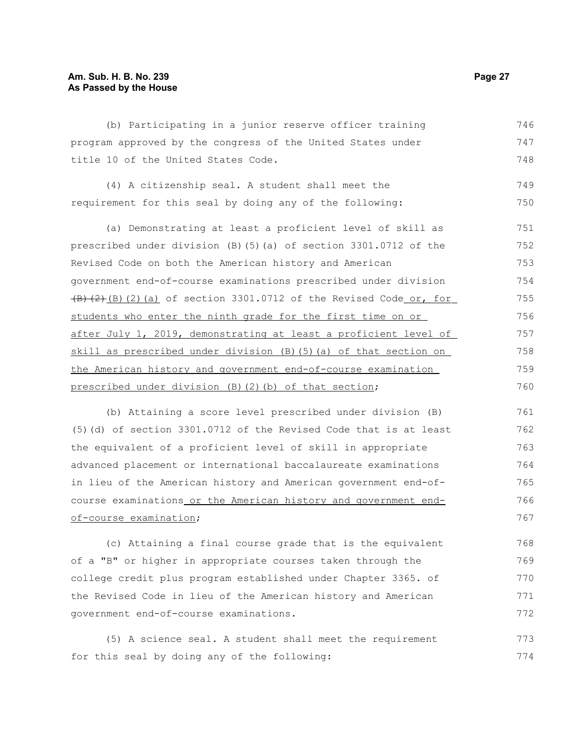(b) Participating in a junior reserve officer training program approved by the congress of the United States under title 10 of the United States Code.

(4) A citizenship seal. A student shall meet the requirement for this seal by doing any of the following:

(a) Demonstrating at least a proficient level of skill as prescribed under division (B)(5)(a) of section 3301.0712 of the Revised Code on both the American history and American government end-of-course examinations prescribed under division ~~(B)(2)~~ (B)(2)(a) of section 3301.0712 of the Revised Code or, for students who enter the ninth grade for the first time on or after July 1, 2019, demonstrating at least a proficient level of skill as prescribed under division (B)(5)(a) of that section on the American history and government end-of-course examination prescribed under division (B)(2)(b) of that section;

(b) Attaining a score level prescribed under division (B)(5)(d) of section 3301.0712 of the Revised Code that is at least the equivalent of a proficient level of skill in appropriate advanced placement or international baccalaureate examinations in lieu of the American history and American government end-of-course examinations or the American history and government end-of-course examination;

(c) Attaining a final course grade that is the equivalent of a "B" or higher in appropriate courses taken through the college credit plus program established under Chapter 3365. of the Revised Code in lieu of the American history and American government end-of-course examinations.

(5) A science seal. A student shall meet the requirement for this seal by doing any of the following: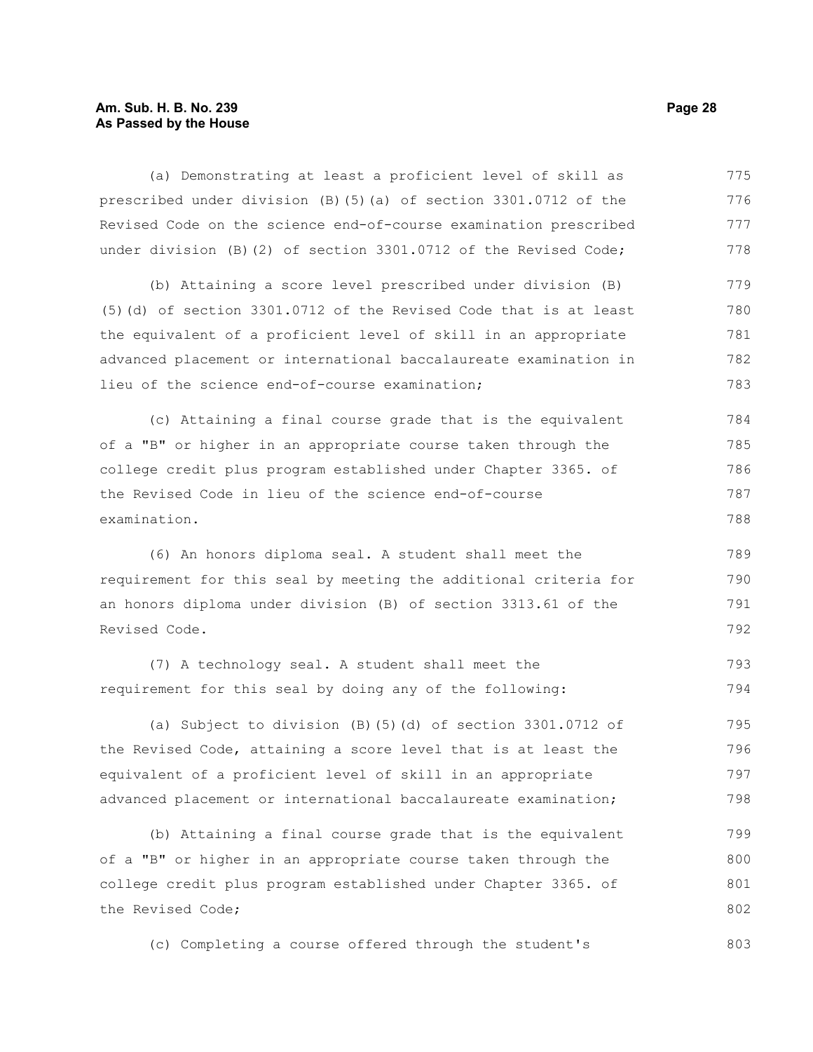(a) Demonstrating at least a proficient level of skill as prescribed under division (B)(5)(a) of section 3301.0712 of the Revised Code on the science end-of-course examination prescribed under division (B)(2) of section 3301.0712 of the Revised Code;

(b) Attaining a score level prescribed under division (B)(5)(d) of section 3301.0712 of the Revised Code that is at least the equivalent of a proficient level of skill in an appropriate advanced placement or international baccalaureate examination in lieu of the science end-of-course examination;

(c) Attaining a final course grade that is the equivalent of a "B" or higher in an appropriate course taken through the college credit plus program established under Chapter 3365. of the Revised Code in lieu of the science end-of-course examination.

(6) An honors diploma seal. A student shall meet the requirement for this seal by meeting the additional criteria for an honors diploma under division (B) of section 3313.61 of the Revised Code.

(7) A technology seal. A student shall meet the requirement for this seal by doing any of the following:

(a) Subject to division (B)(5)(d) of section 3301.0712 of the Revised Code, attaining a score level that is at least the equivalent of a proficient level of skill in an appropriate advanced placement or international baccalaureate examination;

(b) Attaining a final course grade that is the equivalent of a "B" or higher in an appropriate course taken through the college credit plus program established under Chapter 3365. of the Revised Code;

(c) Completing a course offered through the student's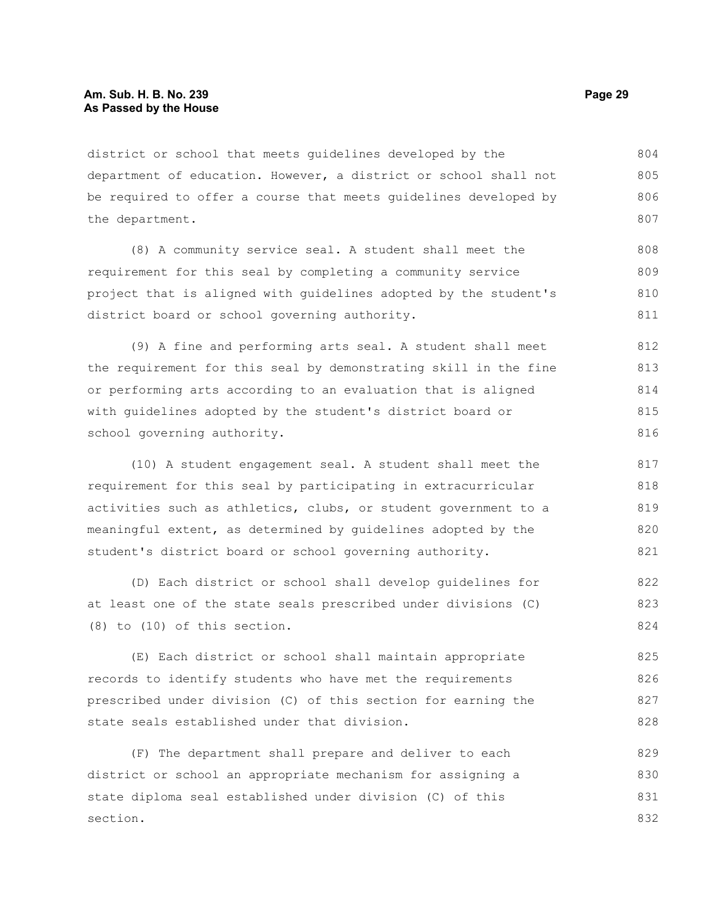district or school that meets guidelines developed by the department of education. However, a district or school shall not be required to offer a course that meets guidelines developed by the department.

(8) A community service seal. A student shall meet the requirement for this seal by completing a community service project that is aligned with guidelines adopted by the student's district board or school governing authority.

(9) A fine and performing arts seal. A student shall meet the requirement for this seal by demonstrating skill in the fine or performing arts according to an evaluation that is aligned with guidelines adopted by the student's district board or school governing authority.

(10) A student engagement seal. A student shall meet the requirement for this seal by participating in extracurricular activities such as athletics, clubs, or student government to a meaningful extent, as determined by guidelines adopted by the student's district board or school governing authority.

(D) Each district or school shall develop guidelines for at least one of the state seals prescribed under divisions (C)(8) to (10) of this section.

(E) Each district or school shall maintain appropriate records to identify students who have met the requirements prescribed under division (C) of this section for earning the state seals established under that division.

(F) The department shall prepare and deliver to each district or school an appropriate mechanism for assigning a state diploma seal established under division (C) of this section.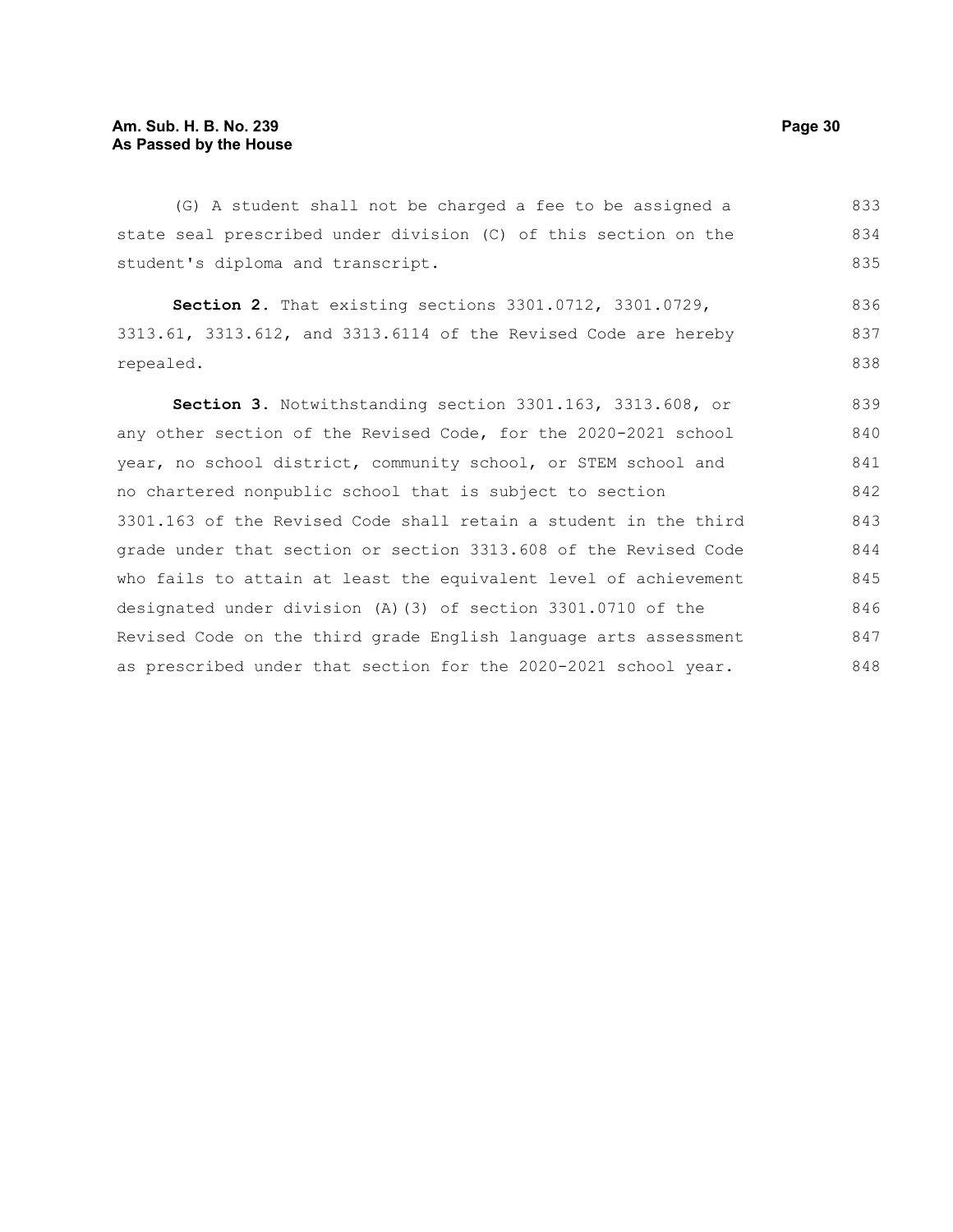(G) A student shall not be charged a fee to be assigned a state seal prescribed under division (C) of this section on the student's diploma and transcript.

**Section 2.** That existing sections 3301.0712, 3301.0729, 3313.61, 3313.612, and 3313.6114 of the Revised Code are hereby repealed.

**Section 3.** Notwithstanding section 3301.163, 3313.608, or any other section of the Revised Code, for the 2020-2021 school year, no school district, community school, or STEM school and no chartered nonpublic school that is subject to section 3301.163 of the Revised Code shall retain a student in the third grade under that section or section 3313.608 of the Revised Code who fails to attain at least the equivalent level of achievement designated under division (A)(3) of section 3301.0710 of the Revised Code on the third grade English language arts assessment as prescribed under that section for the 2020-2021 school year.